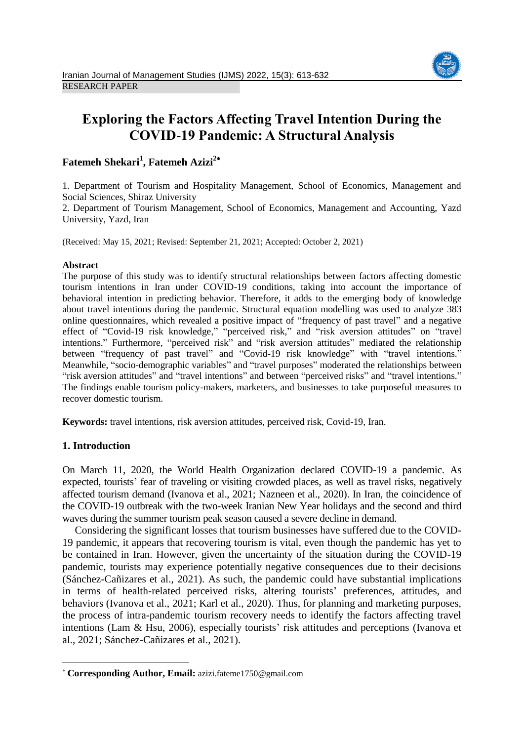RESEARCH PAPER

# Exploring the Factors Affecting Travel Intention During the COVID-19 Pandemic: A Structural Analysis

**Fatemeh Shekari[1], Fatemeh Azizi[2*]**

1. Department of Tourism and Hospitality Management, School of Economics, Management and Social Sciences, Shiraz University
2. Department of Tourism Management, School of Economics, Management and Accounting, Yazd University, Yazd, Iran

(Received: May 15, 2021; Revised: September 21, 2021; Accepted: October 2, 2021)

**Abstract**

The purpose of this study was to identify structural relationships between factors affecting domestic tourism intentions in Iran under COVID-19 conditions, taking into account the importance of behavioral intention in predicting behavior. Therefore, it adds to the emerging body of knowledge about travel intentions during the pandemic. Structural equation modelling was used to analyze 383 online questionnaires, which revealed a positive impact of "frequency of past travel" and a negative effect of "Covid-19 risk knowledge," "perceived risk," and "risk aversion attitudes" on "travel intentions." Furthermore, "perceived risk" and "risk aversion attitudes" mediated the relationship between "frequency of past travel" and "Covid-19 risk knowledge" with "travel intentions." Meanwhile, "socio-demographic variables" and "travel purposes" moderated the relationships between "risk aversion attitudes" and "travel intentions" and between "perceived risks" and "travel intentions." The findings enable tourism policy-makers, marketers, and businesses to take purposeful measures to recover domestic tourism.

**Keywords:** travel intentions, risk aversion attitudes, perceived risk, Covid-19, Iran.

## 1. Introduction

On March 11, 2020, the World Health Organization declared COVID-19 a pandemic. As expected, tourists' fear of traveling or visiting crowded places, as well as travel risks, negatively affected tourism demand (Ivanova et al., 2021; Nazneen et al., 2020). In Iran, the coincidence of the COVID-19 outbreak with the two-week Iranian New Year holidays and the second and third waves during the summer tourism peak season caused a severe decline in demand.

Considering the significant losses that tourism businesses have suffered due to the COVID-19 pandemic, it appears that recovering tourism is vital, even though the pandemic has yet to be contained in Iran. However, given the uncertainty of the situation during the COVID-19 pandemic, tourists may experience potentially negative consequences due to their decisions (Sánchez-Cañizares et al., 2021). As such, the pandemic could have substantial implications in terms of health-related perceived risks, altering tourists' preferences, attitudes, and behaviors (Ivanova et al., 2021; Karl et al., 2020). Thus, for planning and marketing purposes, the process of intra-pandemic tourism recovery needs to identify the factors affecting travel intentions (Lam & Hsu, 2006), especially tourists' risk attitudes and perceptions (Ivanova et al., 2021; Sánchez-Cañizares et al., 2021).

[*] **Corresponding Author, Email:** azizi.fateme1750@gmail.com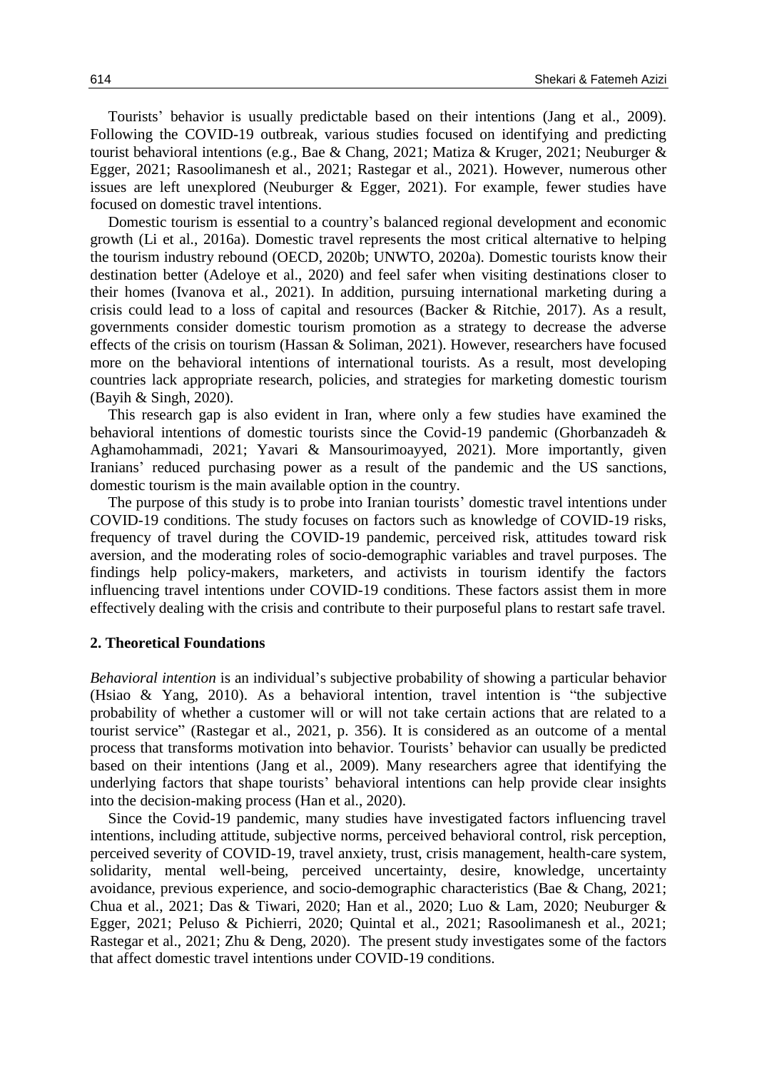Tourists' behavior is usually predictable based on their intentions (Jang et al., 2009). Following the COVID-19 outbreak, various studies focused on identifying and predicting tourist behavioral intentions (e.g., Bae & Chang, 2021; Matiza & Kruger, 2021; Neuburger & Egger, 2021; Rasoolimanesh et al., 2021; Rastegar et al., 2021). However, numerous other issues are left unexplored (Neuburger & Egger, 2021). For example, fewer studies have focused on domestic travel intentions.

Domestic tourism is essential to a country's balanced regional development and economic growth (Li et al., 2016a). Domestic travel represents the most critical alternative to helping the tourism industry rebound (OECD, 2020b; UNWTO, 2020a). Domestic tourists know their destination better (Adeloye et al., 2020) and feel safer when visiting destinations closer to their homes (Ivanova et al., 2021). In addition, pursuing international marketing during a crisis could lead to a loss of capital and resources (Backer & Ritchie, 2017). As a result, governments consider domestic tourism promotion as a strategy to decrease the adverse effects of the crisis on tourism (Hassan & Soliman, 2021). However, researchers have focused more on the behavioral intentions of international tourists. As a result, most developing countries lack appropriate research, policies, and strategies for marketing domestic tourism (Bayih & Singh, 2020).

This research gap is also evident in Iran, where only a few studies have examined the behavioral intentions of domestic tourists since the Covid-19 pandemic (Ghorbanzadeh & Aghamohammadi, 2021; Yavari & Mansourimoayyed, 2021). More importantly, given Iranians' reduced purchasing power as a result of the pandemic and the US sanctions, domestic tourism is the main available option in the country.

The purpose of this study is to probe into Iranian tourists' domestic travel intentions under COVID-19 conditions. The study focuses on factors such as knowledge of COVID-19 risks, frequency of travel during the COVID-19 pandemic, perceived risk, attitudes toward risk aversion, and the moderating roles of socio-demographic variables and travel purposes. The findings help policy-makers, marketers, and activists in tourism identify the factors influencing travel intentions under COVID-19 conditions. These factors assist them in more effectively dealing with the crisis and contribute to their purposeful plans to restart safe travel.

## 2. Theoretical Foundations

*Behavioral intention* is an individual's subjective probability of showing a particular behavior (Hsiao & Yang, 2010). As a behavioral intention, travel intention is "the subjective probability of whether a customer will or will not take certain actions that are related to a tourist service" (Rastegar et al., 2021, p. 356). It is considered as an outcome of a mental process that transforms motivation into behavior. Tourists' behavior can usually be predicted based on their intentions (Jang et al., 2009). Many researchers agree that identifying the underlying factors that shape tourists' behavioral intentions can help provide clear insights into the decision-making process (Han et al., 2020).

Since the Covid-19 pandemic, many studies have investigated factors influencing travel intentions, including attitude, subjective norms, perceived behavioral control, risk perception, perceived severity of COVID-19, travel anxiety, trust, crisis management, health-care system, solidarity, mental well-being, perceived uncertainty, desire, knowledge, uncertainty avoidance, previous experience, and socio-demographic characteristics (Bae & Chang, 2021; Chua et al., 2021; Das & Tiwari, 2020; Han et al., 2020; Luo & Lam, 2020; Neuburger & Egger, 2021; Peluso & Pichierri, 2020; Quintal et al., 2021; Rasoolimanesh et al., 2021; Rastegar et al., 2021; Zhu & Deng, 2020). The present study investigates some of the factors that affect domestic travel intentions under COVID-19 conditions.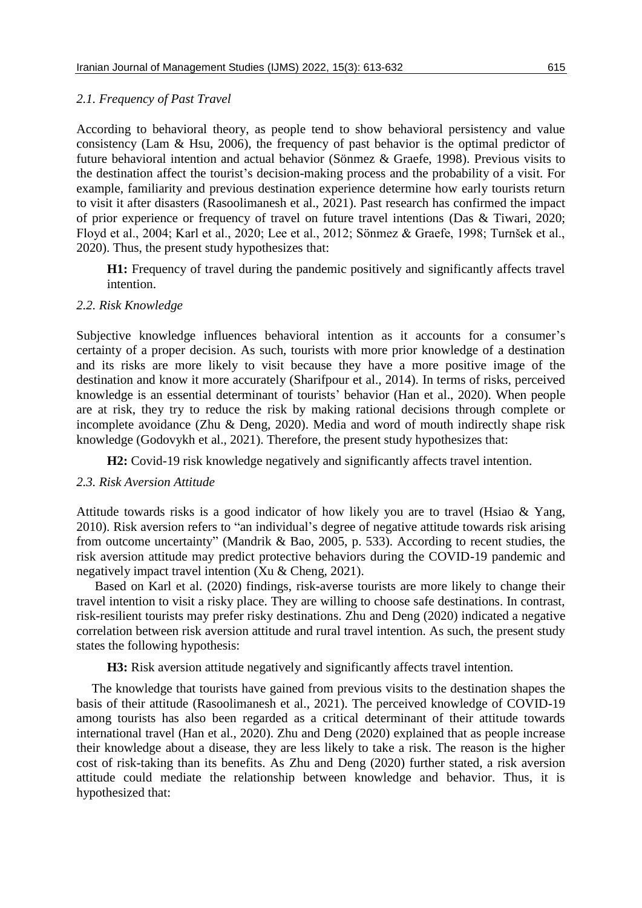### *2.1. Frequency of Past Travel*

According to behavioral theory, as people tend to show behavioral persistency and value consistency (Lam & Hsu, 2006), the frequency of past behavior is the optimal predictor of future behavioral intention and actual behavior (Sönmez & Graefe, 1998). Previous visits to the destination affect the tourist's decision-making process and the probability of a visit. For example, familiarity and previous destination experience determine how early tourists return to visit it after disasters (Rasoolimanesh et al., 2021). Past research has confirmed the impact of prior experience or frequency of travel on future travel intentions (Das & Tiwari, 2020; Floyd et al., 2004; Karl et al., 2020; Lee et al., 2012; Sönmez & Graefe, 1998; Turnšek et al., 2020). Thus, the present study hypothesizes that:

> **H1:** Frequency of travel during the pandemic positively and significantly affects travel intention.

### *2.2. Risk Knowledge*

Subjective knowledge influences behavioral intention as it accounts for a consumer's certainty of a proper decision. As such, tourists with more prior knowledge of a destination and its risks are more likely to visit because they have a more positive image of the destination and know it more accurately (Sharifpour et al., 2014). In terms of risks, perceived knowledge is an essential determinant of tourists' behavior (Han et al., 2020). When people are at risk, they try to reduce the risk by making rational decisions through complete or incomplete avoidance (Zhu & Deng, 2020). Media and word of mouth indirectly shape risk knowledge (Godovykh et al., 2021). Therefore, the present study hypothesizes that:

> **H2:** Covid-19 risk knowledge negatively and significantly affects travel intention.

### *2.3. Risk Aversion Attitude*

Attitude towards risks is a good indicator of how likely you are to travel (Hsiao & Yang, 2010). Risk aversion refers to "an individual's degree of negative attitude towards risk arising from outcome uncertainty" (Mandrik & Bao, 2005, p. 533). According to recent studies, the risk aversion attitude may predict protective behaviors during the COVID-19 pandemic and negatively impact travel intention (Xu & Cheng, 2021).

Based on Karl et al. (2020) findings, risk-averse tourists are more likely to change their travel intention to visit a risky place. They are willing to choose safe destinations. In contrast, risk-resilient tourists may prefer risky destinations. Zhu and Deng (2020) indicated a negative correlation between risk aversion attitude and rural travel intention. As such, the present study states the following hypothesis:

> **H3:** Risk aversion attitude negatively and significantly affects travel intention.

The knowledge that tourists have gained from previous visits to the destination shapes the basis of their attitude (Rasoolimanesh et al., 2021). The perceived knowledge of COVID-19 among tourists has also been regarded as a critical determinant of their attitude towards international travel (Han et al., 2020). Zhu and Deng (2020) explained that as people increase their knowledge about a disease, they are less likely to take a risk. The reason is the higher cost of risk-taking than its benefits. As Zhu and Deng (2020) further stated, a risk aversion attitude could mediate the relationship between knowledge and behavior. Thus, it is hypothesized that: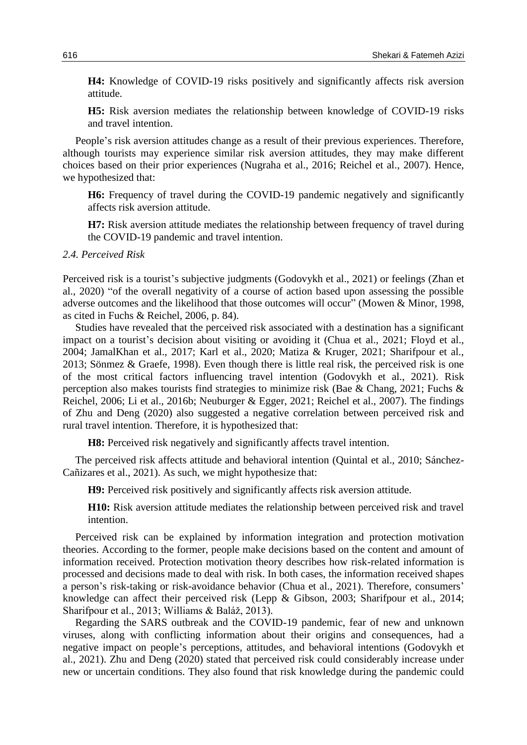**H4:** Knowledge of COVID-19 risks positively and significantly affects risk aversion attitude.

**H5:** Risk aversion mediates the relationship between knowledge of COVID-19 risks and travel intention.

People's risk aversion attitudes change as a result of their previous experiences. Therefore, although tourists may experience similar risk aversion attitudes, they may make different choices based on their prior experiences (Nugraha et al., 2016; Reichel et al., 2007). Hence, we hypothesized that:

**H6:** Frequency of travel during the COVID-19 pandemic negatively and significantly affects risk aversion attitude.

**H7:** Risk aversion attitude mediates the relationship between frequency of travel during the COVID-19 pandemic and travel intention.

### *2.4. Perceived Risk*

Perceived risk is a tourist's subjective judgments (Godovykh et al., 2021) or feelings (Zhan et al., 2020) "of the overall negativity of a course of action based upon assessing the possible adverse outcomes and the likelihood that those outcomes will occur" (Mowen & Minor, 1998, as cited in Fuchs & Reichel, 2006, p. 84).

Studies have revealed that the perceived risk associated with a destination has a significant impact on a tourist's decision about visiting or avoiding it (Chua et al., 2021; Floyd et al., 2004; JamalKhan et al., 2017; Karl et al., 2020; Matiza & Kruger, 2021; Sharifpour et al., 2013; Sönmez & Graefe, 1998). Even though there is little real risk, the perceived risk is one of the most critical factors influencing travel intention (Godovykh et al., 2021). Risk perception also makes tourists find strategies to minimize risk (Bae & Chang, 2021; Fuchs & Reichel, 2006; Li et al., 2016b; Neuburger & Egger, 2021; Reichel et al., 2007). The findings of Zhu and Deng (2020) also suggested a negative correlation between perceived risk and rural travel intention. Therefore, it is hypothesized that:

**H8:** Perceived risk negatively and significantly affects travel intention.

The perceived risk affects attitude and behavioral intention (Quintal et al., 2010; Sánchez-Cañizares et al., 2021). As such, we might hypothesize that:

**H9:** Perceived risk positively and significantly affects risk aversion attitude.

**H10:** Risk aversion attitude mediates the relationship between perceived risk and travel intention.

Perceived risk can be explained by information integration and protection motivation theories. According to the former, people make decisions based on the content and amount of information received. Protection motivation theory describes how risk-related information is processed and decisions made to deal with risk. In both cases, the information received shapes a person's risk-taking or risk-avoidance behavior (Chua et al., 2021). Therefore, consumers' knowledge can affect their perceived risk (Lepp & Gibson, 2003; Sharifpour et al., 2014; Sharifpour et al., 2013; Williams & Baláž, 2013).

Regarding the SARS outbreak and the COVID-19 pandemic, fear of new and unknown viruses, along with conflicting information about their origins and consequences, had a negative impact on people's perceptions, attitudes, and behavioral intentions (Godovykh et al., 2021). Zhu and Deng (2020) stated that perceived risk could considerably increase under new or uncertain conditions. They also found that risk knowledge during the pandemic could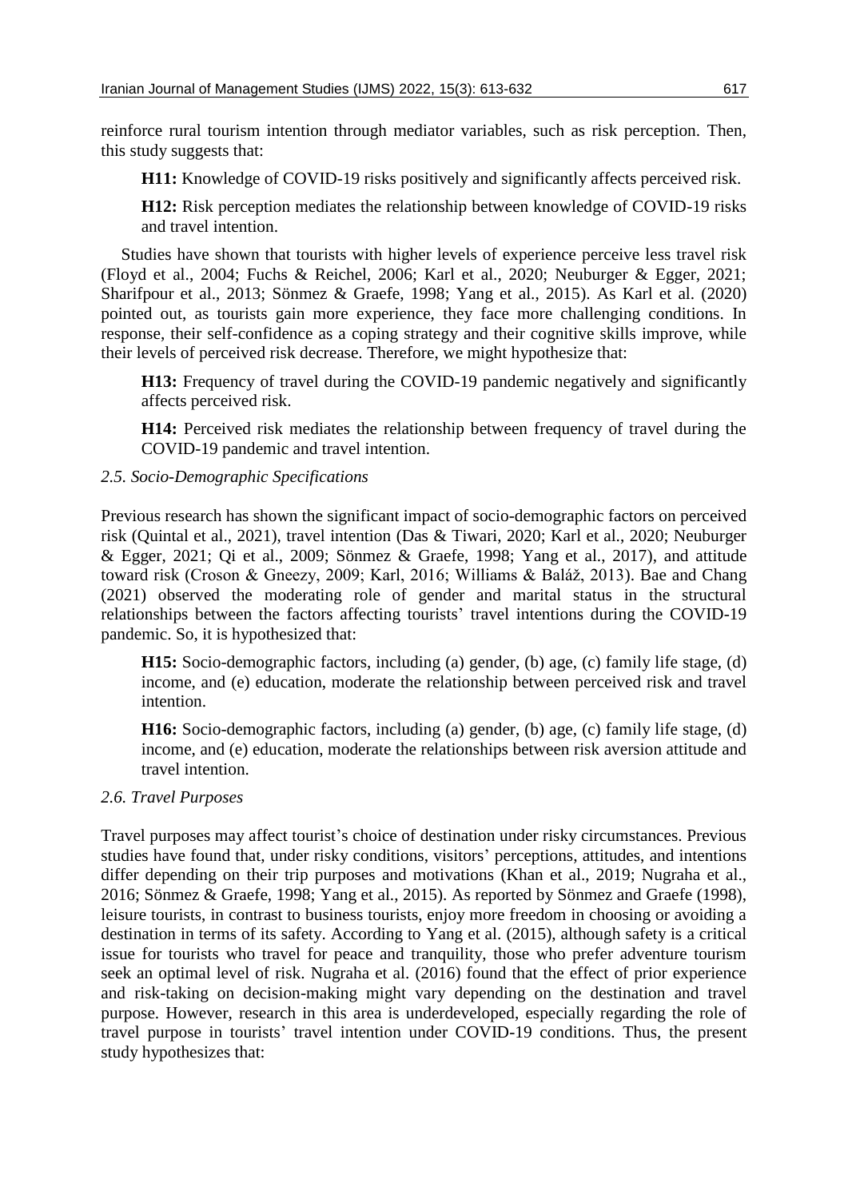reinforce rural tourism intention through mediator variables, such as risk perception. Then, this study suggests that:

**H11:** Knowledge of COVID-19 risks positively and significantly affects perceived risk.

**H12:** Risk perception mediates the relationship between knowledge of COVID-19 risks and travel intention.

Studies have shown that tourists with higher levels of experience perceive less travel risk (Floyd et al., 2004; Fuchs & Reichel, 2006; Karl et al., 2020; Neuburger & Egger, 2021; Sharifpour et al., 2013; Sönmez & Graefe, 1998; Yang et al., 2015). As Karl et al. (2020) pointed out, as tourists gain more experience, they face more challenging conditions. In response, their self-confidence as a coping strategy and their cognitive skills improve, while their levels of perceived risk decrease. Therefore, we might hypothesize that:

**H13:** Frequency of travel during the COVID-19 pandemic negatively and significantly affects perceived risk.

**H14:** Perceived risk mediates the relationship between frequency of travel during the COVID-19 pandemic and travel intention.

### *2.5. Socio-Demographic Specifications*

Previous research has shown the significant impact of socio-demographic factors on perceived risk (Quintal et al., 2021), travel intention (Das & Tiwari, 2020; Karl et al., 2020; Neuburger & Egger, 2021; Qi et al., 2009; Sönmez & Graefe, 1998; Yang et al., 2017), and attitude toward risk (Croson & Gneezy, 2009; Karl, 2016; Williams & Baláž, 2013). Bae and Chang (2021) observed the moderating role of gender and marital status in the structural relationships between the factors affecting tourists' travel intentions during the COVID-19 pandemic. So, it is hypothesized that:

**H15:** Socio-demographic factors, including (a) gender, (b) age, (c) family life stage, (d) income, and (e) education, moderate the relationship between perceived risk and travel intention.

**H16:** Socio-demographic factors, including (a) gender, (b) age, (c) family life stage, (d) income, and (e) education, moderate the relationships between risk aversion attitude and travel intention.

### *2.6. Travel Purposes*

Travel purposes may affect tourist's choice of destination under risky circumstances. Previous studies have found that, under risky conditions, visitors' perceptions, attitudes, and intentions differ depending on their trip purposes and motivations (Khan et al., 2019; Nugraha et al., 2016; Sönmez & Graefe, 1998; Yang et al., 2015). As reported by Sönmez and Graefe (1998), leisure tourists, in contrast to business tourists, enjoy more freedom in choosing or avoiding a destination in terms of its safety. According to Yang et al. (2015), although safety is a critical issue for tourists who travel for peace and tranquility, those who prefer adventure tourism seek an optimal level of risk. Nugraha et al. (2016) found that the effect of prior experience and risk-taking on decision-making might vary depending on the destination and travel purpose. However, research in this area is underdeveloped, especially regarding the role of travel purpose in tourists' travel intention under COVID-19 conditions. Thus, the present study hypothesizes that: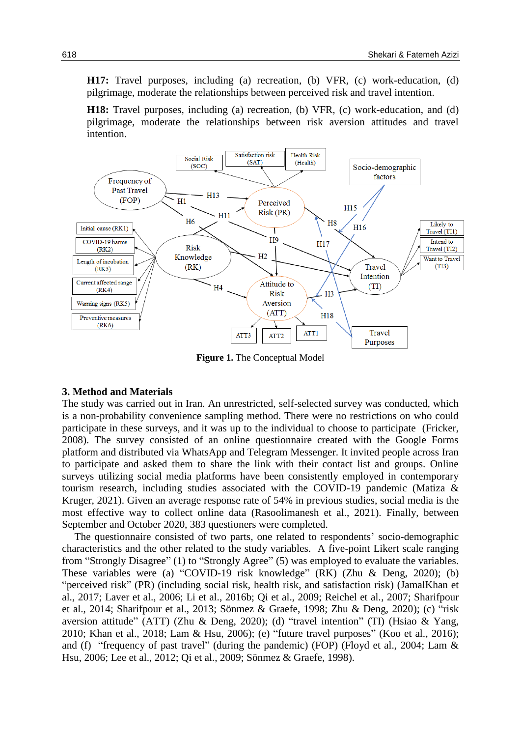**H17:** Travel purposes, including (a) recreation, (b) VFR, (c) work-education, (d) pilgrimage, moderate the relationships between perceived risk and travel intention.

**H18:** Travel purposes, including (a) recreation, (b) VFR, (c) work-education, and (d) pilgrimage, moderate the relationships between risk aversion attitudes and travel intention.

**Figure 1.** The Conceptual Model

## 3. Method and Materials

The study was carried out in Iran. An unrestricted, self-selected survey was conducted, which is a non-probability convenience sampling method. There were no restrictions on who could participate in these surveys, and it was up to the individual to choose to participate (Fricker, 2008). The survey consisted of an online questionnaire created with the Google Forms platform and distributed via WhatsApp and Telegram Messenger. It invited people across Iran to participate and asked them to share the link with their contact list and groups. Online surveys utilizing social media platforms have been consistently employed in contemporary tourism research, including studies associated with the COVID-19 pandemic (Matiza & Kruger, 2021). Given an average response rate of 54% in previous studies, social media is the most effective way to collect online data (Rasoolimanesh et al., 2021). Finally, between September and October 2020, 383 questioners were completed.

The questionnaire consisted of two parts, one related to respondents' socio-demographic characteristics and the other related to the study variables. A five-point Likert scale ranging from "Strongly Disagree" (1) to "Strongly Agree" (5) was employed to evaluate the variables. These variables were (a) "COVID-19 risk knowledge" (RK) (Zhu & Deng, 2020); (b) "perceived risk" (PR) (including social risk, health risk, and satisfaction risk) (JamalKhan et al., 2017; Laver et al., 2006; Li et al., 2016b; Qi et al., 2009; Reichel et al., 2007; Sharifpour et al., 2014; Sharifpour et al., 2013; Sönmez & Graefe, 1998; Zhu & Deng, 2020); (c) "risk aversion attitude" (ATT) (Zhu & Deng, 2020); (d) "travel intention" (TI) (Hsiao & Yang, 2010; Khan et al., 2018; Lam & Hsu, 2006); (e) "future travel purposes" (Koo et al., 2016); and (f) "frequency of past travel" (during the pandemic) (FOP) (Floyd et al., 2004; Lam & Hsu, 2006; Lee et al., 2012; Qi et al., 2009; Sönmez & Graefe, 1998).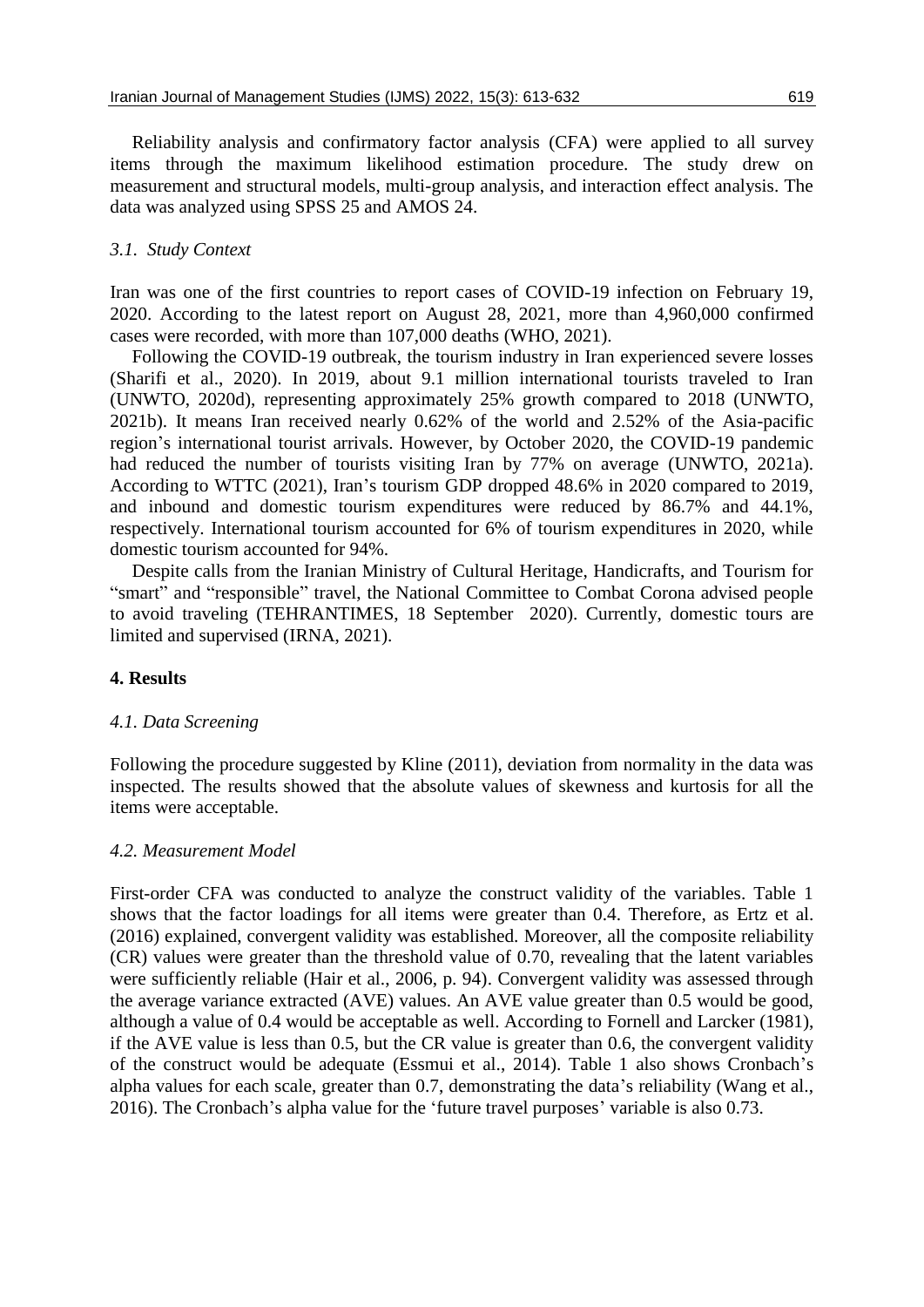Reliability analysis and confirmatory factor analysis (CFA) were applied to all survey items through the maximum likelihood estimation procedure. The study drew on measurement and structural models, multi-group analysis, and interaction effect analysis. The data was analyzed using SPSS 25 and AMOS 24.

### *3.1. Study Context*

Iran was one of the first countries to report cases of COVID-19 infection on February 19, 2020. According to the latest report on August 28, 2021, more than 4,960,000 confirmed cases were recorded, with more than 107,000 deaths (WHO, 2021).

Following the COVID-19 outbreak, the tourism industry in Iran experienced severe losses (Sharifi et al., 2020). In 2019, about 9.1 million international tourists traveled to Iran (UNWTO, 2020d), representing approximately 25% growth compared to 2018 (UNWTO, 2021b). It means Iran received nearly 0.62% of the world and 2.52% of the Asia-pacific region's international tourist arrivals. However, by October 2020, the COVID-19 pandemic had reduced the number of tourists visiting Iran by 77% on average (UNWTO, 2021a). According to WTTC (2021), Iran's tourism GDP dropped 48.6% in 2020 compared to 2019, and inbound and domestic tourism expenditures were reduced by 86.7% and 44.1%, respectively. International tourism accounted for 6% of tourism expenditures in 2020, while domestic tourism accounted for 94%.

Despite calls from the Iranian Ministry of Cultural Heritage, Handicrafts, and Tourism for "smart" and "responsible" travel, the National Committee to Combat Corona advised people to avoid traveling (TEHRANTIMES, 18 September 2020). Currently, domestic tours are limited and supervised (IRNA, 2021).

## 4. Results

### *4.1. Data Screening*

Following the procedure suggested by Kline (2011), deviation from normality in the data was inspected. The results showed that the absolute values of skewness and kurtosis for all the items were acceptable.

### *4.2. Measurement Model*

First-order CFA was conducted to analyze the construct validity of the variables. Table 1 shows that the factor loadings for all items were greater than 0.4. Therefore, as Ertz et al. (2016) explained, convergent validity was established. Moreover, all the composite reliability (CR) values were greater than the threshold value of 0.70, revealing that the latent variables were sufficiently reliable (Hair et al., 2006, p. 94). Convergent validity was assessed through the average variance extracted (AVE) values. An AVE value greater than 0.5 would be good, although a value of 0.4 would be acceptable as well. According to Fornell and Larcker (1981), if the AVE value is less than 0.5, but the CR value is greater than 0.6, the convergent validity of the construct would be adequate (Essmui et al., 2014). Table 1 also shows Cronbach's alpha values for each scale, greater than 0.7, demonstrating the data's reliability (Wang et al., 2016). The Cronbach's alpha value for the 'future travel purposes' variable is also 0.73.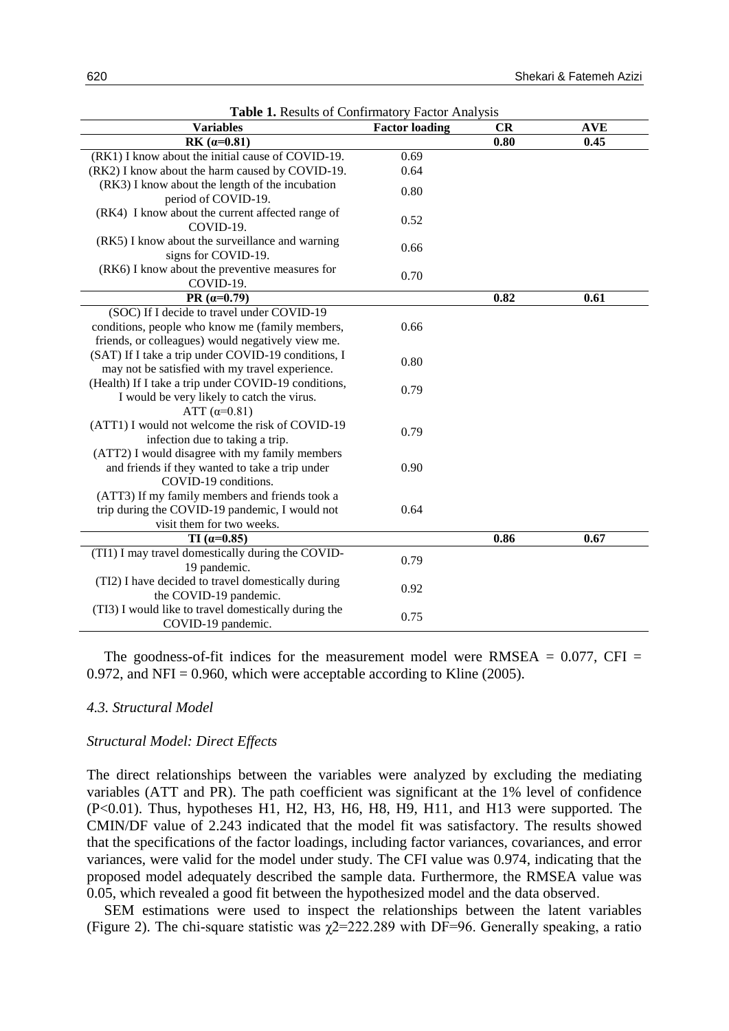**Table 1.** Results of Confirmatory Factor Analysis

| Variables | Factor loading | CR | AVE |
|---|---|---|---|
| **RK (α=0.81)** | | **0.80** | **0.45** |
| (RK1) I know about the initial cause of COVID-19. | 0.69 | | |
| (RK2) I know about the harm caused by COVID-19. | 0.64 | | |
| (RK3) I know about the length of the incubation period of COVID-19. | 0.80 | | |
| (RK4) I know about the current affected range of COVID-19. | 0.52 | | |
| (RK5) I know about the surveillance and warning signs for COVID-19. | 0.66 | | |
| (RK6) I know about the preventive measures for COVID-19. | 0.70 | | |
| **PR (α=0.79)** | | **0.82** | **0.61** |
| (SOC) If I decide to travel under COVID-19 conditions, people who know me (family members, friends, or colleagues) would negatively view me. | 0.66 | | |
| (SAT) If I take a trip under COVID-19 conditions, I may not be satisfied with my travel experience. | 0.80 | | |
| (Health) If I take a trip under COVID-19 conditions, I would be very likely to catch the virus. | 0.79 | | |
| ATT (α=0.81) | | | |
| (ATT1) I would not welcome the risk of COVID-19 infection due to taking a trip. | 0.79 | | |
| (ATT2) I would disagree with my family members and friends if they wanted to take a trip under COVID-19 conditions. | 0.90 | | |
| (ATT3) If my family members and friends took a trip during the COVID-19 pandemic, I would not visit them for two weeks. | 0.64 | | |
| **TI (α=0.85)** | | **0.86** | **0.67** |
| (TI1) I may travel domestically during the COVID-19 pandemic. | 0.79 | | |
| (TI2) I have decided to travel domestically during the COVID-19 pandemic. | 0.92 | | |
| (TI3) I would like to travel domestically during the COVID-19 pandemic. | 0.75 | | |

The goodness-of-fit indices for the measurement model were RMSEA = 0.077, CFI = 0.972, and NFI = 0.960, which were acceptable according to Kline (2005).

### *4.3. Structural Model*

#### *Structural Model: Direct Effects*

The direct relationships between the variables were analyzed by excluding the mediating variables (ATT and PR). The path coefficient was significant at the 1% level of confidence ($P<0.01$). Thus, hypotheses H1, H2, H3, H6, H8, H9, H11, and H13 were supported. The CMIN/DF value of 2.243 indicated that the model fit was satisfactory. The results showed that the specifications of the factor loadings, including factor variances, covariances, and error variances, were valid for the model under study. The CFI value was 0.974, indicating that the proposed model adequately described the sample data. Furthermore, the RMSEA value was 0.05, which revealed a good fit between the hypothesized model and the data observed.

SEM estimations were used to inspect the relationships between the latent variables (Figure 2). The chi-square statistic was $\chi^2=222.289$ with DF=96. Generally speaking, a ratio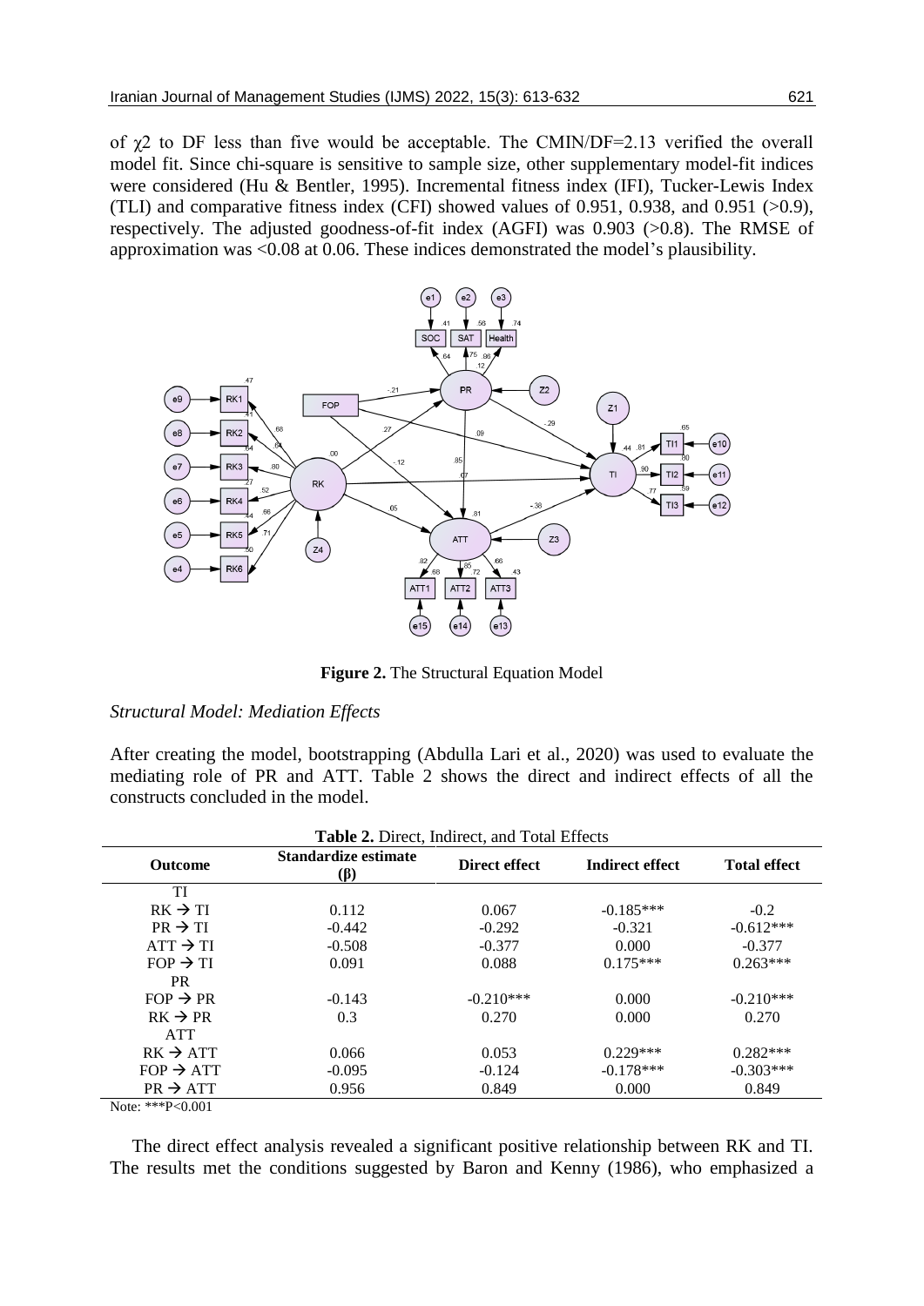of $\chi 2$ to DF less than five would be acceptable. The CMIN/DF=2.13 verified the overall model fit. Since chi-square is sensitive to sample size, other supplementary model-fit indices were considered (Hu & Bentler, 1995). Incremental fitness index (IFI), Tucker-Lewis Index (TLI) and comparative fitness index (CFI) showed values of 0.951, 0.938, and 0.951 (>0.9), respectively. The adjusted goodness-of-fit index (AGFI) was 0.903 (>0.8). The RMSE of approximation was <0.08 at 0.06. These indices demonstrated the model's plausibility.

**Figure 2.** The Structural Equation Model

*Structural Model: Mediation Effects*

After creating the model, bootstrapping (Abdulla Lari et al., 2020) was used to evaluate the mediating role of PR and ATT. Table 2 shows the direct and indirect effects of all the constructs concluded in the model.

**Table 2.** Direct, Indirect, and Total Effects

| Outcome | Standardize estimate (β) | Direct effect | Indirect effect | Total effect |
|---|---|---|---|---|
| TI | | | | |
| RK → TI | 0.112 | 0.067 | -0.185*** | -0.2 |
| PR → TI | -0.442 | -0.292 | -0.321 | -0.612*** |
| ATT → TI | -0.508 | -0.377 | 0.000 | -0.377 |
| FOP → TI | 0.091 | 0.088 | 0.175*** | 0.263*** |
| PR | | | | |
| FOP → PR | -0.143 | -0.210*** | 0.000 | -0.210*** |
| RK → PR | 0.3 | 0.270 | 0.000 | 0.270 |
| ATT | | | | |
| RK → ATT | 0.066 | 0.053 | 0.229*** | 0.282*** |
| FOP → ATT | -0.095 | -0.124 | -0.178*** | -0.303*** |
| PR → ATT | 0.956 | 0.849 | 0.000 | 0.849 |

Note: ***P<0.001

The direct effect analysis revealed a significant positive relationship between RK and TI. The results met the conditions suggested by Baron and Kenny (1986), who emphasized a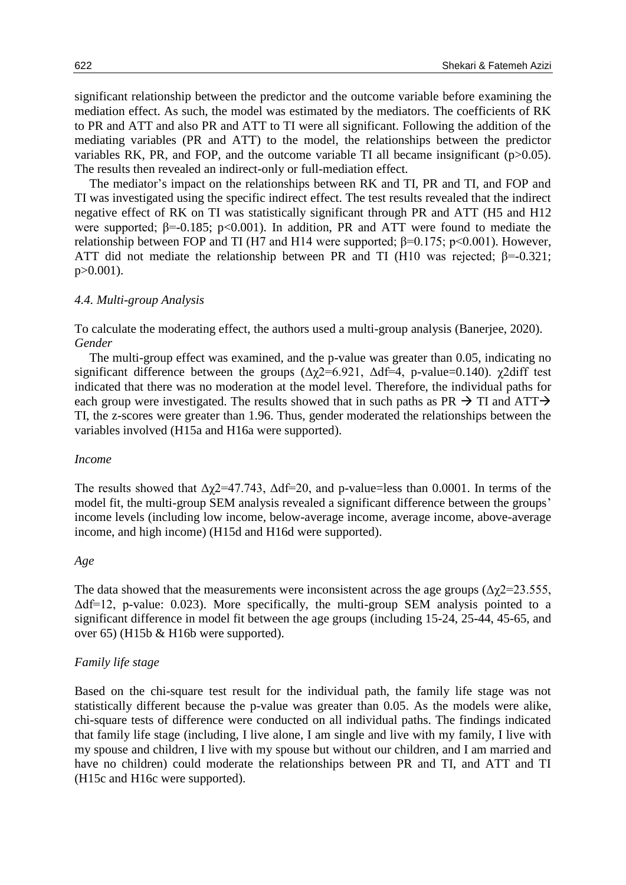significant relationship between the predictor and the outcome variable before examining the mediation effect. As such, the model was estimated by the mediators. The coefficients of RK to PR and ATT and also PR and ATT to TI were all significant. Following the addition of the mediating variables (PR and ATT) to the model, the relationships between the predictor variables RK, PR, and FOP, and the outcome variable TI all became insignificant ($p>0.05$). The results then revealed an indirect-only or full-mediation effect.

The mediator's impact on the relationships between RK and TI, PR and TI, and FOP and TI was investigated using the specific indirect effect. The test results revealed that the indirect negative effect of RK on TI was statistically significant through PR and ATT (H5 and H12 were supported; $\beta=-0.185$; $p<0.001$). In addition, PR and ATT were found to mediate the relationship between FOP and TI (H7 and H14 were supported; $\beta=0.175$; $p<0.001$). However, ATT did not mediate the relationship between PR and TI (H10 was rejected; $\beta=-0.321$; $p>0.001$).

### *4.4. Multi-group Analysis*

To calculate the moderating effect, the authors used a multi-group analysis (Banerjee, 2020).

*Gender*

The multi-group effect was examined, and the p-value was greater than 0.05, indicating no significant difference between the groups ($\Delta\chi^2=6.921$, $\Delta df=4$, p-value=0.140). $\chi^2$diff test indicated that there was no moderation at the model level. Therefore, the individual paths for each group were investigated. The results showed that in such paths as PR → TI and ATT→ TI, the z-scores were greater than 1.96. Thus, gender moderated the relationships between the variables involved (H15a and H16a were supported).

*Income*

The results showed that $\Delta\chi^2=47.743$, $\Delta df=20$, and p-value=less than 0.0001. In terms of the model fit, the multi-group SEM analysis revealed a significant difference between the groups' income levels (including low income, below-average income, average income, above-average income, and high income) (H15d and H16d were supported).

*Age*

The data showed that the measurements were inconsistent across the age groups ($\Delta\chi^2=23.555$, $\Delta df=12$, p-value: 0.023). More specifically, the multi-group SEM analysis pointed to a significant difference in model fit between the age groups (including 15-24, 25-44, 45-65, and over 65) (H15b & H16b were supported).

*Family life stage*

Based on the chi-square test result for the individual path, the family life stage was not statistically different because the p-value was greater than 0.05. As the models were alike, chi-square tests of difference were conducted on all individual paths. The findings indicated that family life stage (including, I live alone, I am single and live with my family, I live with my spouse and children, I live with my spouse but without our children, and I am married and have no children) could moderate the relationships between PR and TI, and ATT and TI (H15c and H16c were supported).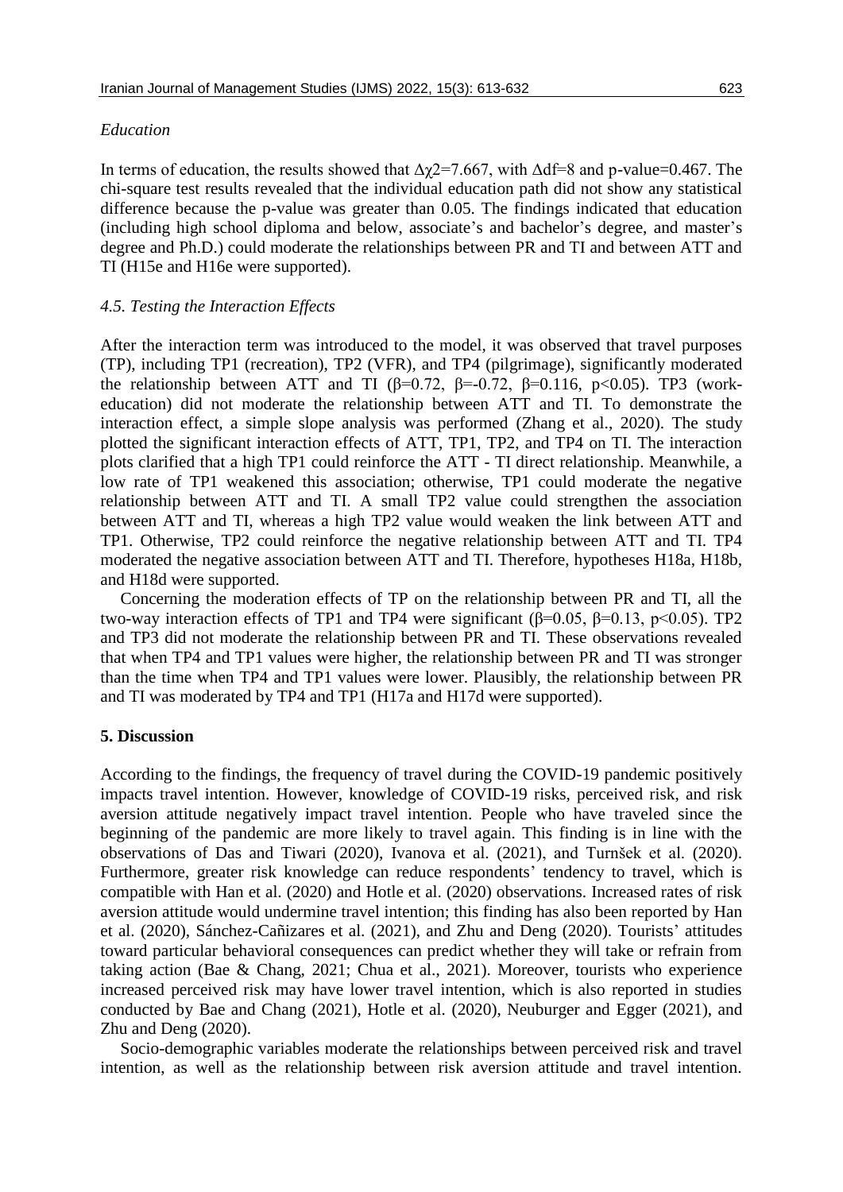*Education*

In terms of education, the results showed that $\Delta\chi2$=7.667, with $\Delta$df=8 and p-value=0.467. The chi-square test results revealed that the individual education path did not show any statistical difference because the p-value was greater than 0.05. The findings indicated that education (including high school diploma and below, associate's and bachelor's degree, and master's degree and Ph.D.) could moderate the relationships between PR and TI and between ATT and TI (H15e and H16e were supported).

### *4.5. Testing the Interaction Effects*

After the interaction term was introduced to the model, it was observed that travel purposes (TP), including TP1 (recreation), TP2 (VFR), and TP4 (pilgrimage), significantly moderated the relationship between ATT and TI ($\beta$=0.72, $\beta$=-0.72, $\beta$=0.116, $p<0.05$). TP3 (work-education) did not moderate the relationship between ATT and TI. To demonstrate the interaction effect, a simple slope analysis was performed (Zhang et al., 2020). The study plotted the significant interaction effects of ATT, TP1, TP2, and TP4 on TI. The interaction plots clarified that a high TP1 could reinforce the ATT - TI direct relationship. Meanwhile, a low rate of TP1 weakened this association; otherwise, TP1 could moderate the negative relationship between ATT and TI. A small TP2 value could strengthen the association between ATT and TI, whereas a high TP2 value would weaken the link between ATT and TP1. Otherwise, TP2 could reinforce the negative relationship between ATT and TI. TP4 moderated the negative association between ATT and TI. Therefore, hypotheses H18a, H18b, and H18d were supported.

Concerning the moderation effects of TP on the relationship between PR and TI, all the two-way interaction effects of TP1 and TP4 were significant ($\beta$=0.05, $\beta$=0.13, $p<0.05$). TP2 and TP3 did not moderate the relationship between PR and TI. These observations revealed that when TP4 and TP1 values were higher, the relationship between PR and TI was stronger than the time when TP4 and TP1 values were lower. Plausibly, the relationship between PR and TI was moderated by TP4 and TP1 (H17a and H17d were supported).

## 5. Discussion

According to the findings, the frequency of travel during the COVID-19 pandemic positively impacts travel intention. However, knowledge of COVID-19 risks, perceived risk, and risk aversion attitude negatively impact travel intention. People who have traveled since the beginning of the pandemic are more likely to travel again. This finding is in line with the observations of Das and Tiwari (2020), Ivanova et al. (2021), and Turnšek et al. (2020). Furthermore, greater risk knowledge can reduce respondents' tendency to travel, which is compatible with Han et al. (2020) and Hotle et al. (2020) observations. Increased rates of risk aversion attitude would undermine travel intention; this finding has also been reported by Han et al. (2020), Sánchez-Cañizares et al. (2021), and Zhu and Deng (2020). Tourists' attitudes toward particular behavioral consequences can predict whether they will take or refrain from taking action (Bae & Chang, 2021; Chua et al., 2021). Moreover, tourists who experience increased perceived risk may have lower travel intention, which is also reported in studies conducted by Bae and Chang (2021), Hotle et al. (2020), Neuburger and Egger (2021), and Zhu and Deng (2020).

Socio-demographic variables moderate the relationships between perceived risk and travel intention, as well as the relationship between risk aversion attitude and travel intention.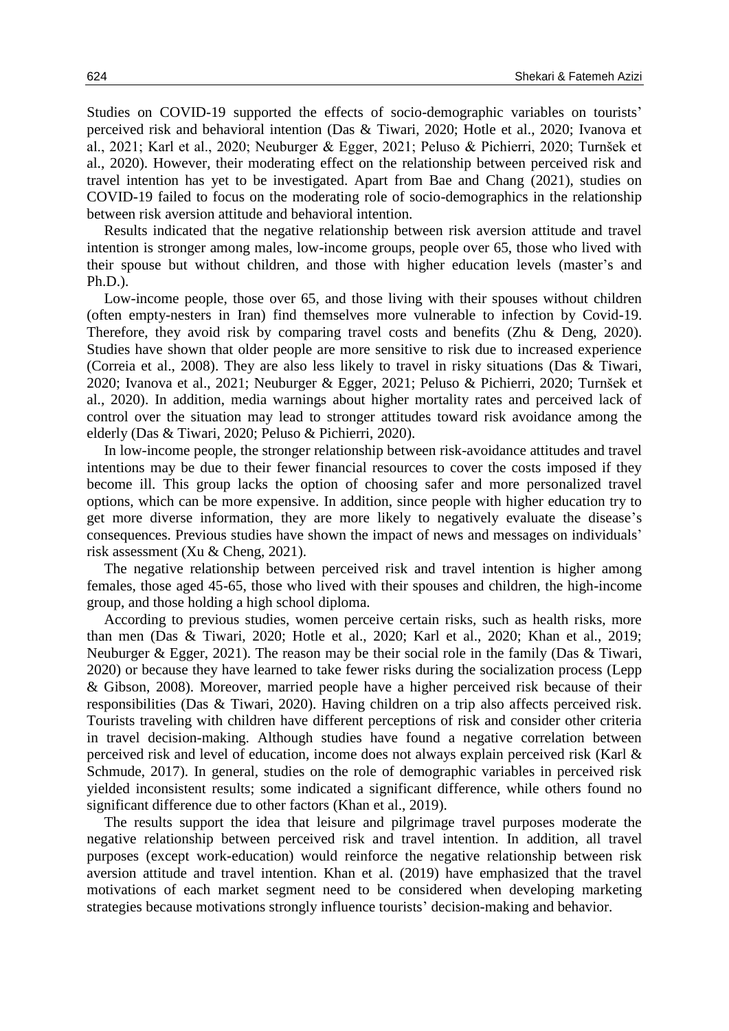Studies on COVID-19 supported the effects of socio-demographic variables on tourists' perceived risk and behavioral intention (Das & Tiwari, 2020; Hotle et al., 2020; Ivanova et al., 2021; Karl et al., 2020; Neuburger & Egger, 2021; Peluso & Pichierri, 2020; Turnšek et al., 2020). However, their moderating effect on the relationship between perceived risk and travel intention has yet to be investigated. Apart from Bae and Chang (2021), studies on COVID-19 failed to focus on the moderating role of socio-demographics in the relationship between risk aversion attitude and behavioral intention.

Results indicated that the negative relationship between risk aversion attitude and travel intention is stronger among males, low-income groups, people over 65, those who lived with their spouse but without children, and those with higher education levels (master's and Ph.D.).

Low-income people, those over 65, and those living with their spouses without children (often empty-nesters in Iran) find themselves more vulnerable to infection by Covid-19. Therefore, they avoid risk by comparing travel costs and benefits (Zhu & Deng, 2020). Studies have shown that older people are more sensitive to risk due to increased experience (Correia et al., 2008). They are also less likely to travel in risky situations (Das & Tiwari, 2020; Ivanova et al., 2021; Neuburger & Egger, 2021; Peluso & Pichierri, 2020; Turnšek et al., 2020). In addition, media warnings about higher mortality rates and perceived lack of control over the situation may lead to stronger attitudes toward risk avoidance among the elderly (Das & Tiwari, 2020; Peluso & Pichierri, 2020).

In low-income people, the stronger relationship between risk-avoidance attitudes and travel intentions may be due to their fewer financial resources to cover the costs imposed if they become ill. This group lacks the option of choosing safer and more personalized travel options, which can be more expensive. In addition, since people with higher education try to get more diverse information, they are more likely to negatively evaluate the disease's consequences. Previous studies have shown the impact of news and messages on individuals' risk assessment (Xu & Cheng, 2021).

The negative relationship between perceived risk and travel intention is higher among females, those aged 45-65, those who lived with their spouses and children, the high-income group, and those holding a high school diploma.

According to previous studies, women perceive certain risks, such as health risks, more than men (Das & Tiwari, 2020; Hotle et al., 2020; Karl et al., 2020; Khan et al., 2019; Neuburger & Egger, 2021). The reason may be their social role in the family (Das & Tiwari, 2020) or because they have learned to take fewer risks during the socialization process (Lepp & Gibson, 2008). Moreover, married people have a higher perceived risk because of their responsibilities (Das & Tiwari, 2020). Having children on a trip also affects perceived risk. Tourists traveling with children have different perceptions of risk and consider other criteria in travel decision-making. Although studies have found a negative correlation between perceived risk and level of education, income does not always explain perceived risk (Karl & Schmude, 2017). In general, studies on the role of demographic variables in perceived risk yielded inconsistent results; some indicated a significant difference, while others found no significant difference due to other factors (Khan et al., 2019).

The results support the idea that leisure and pilgrimage travel purposes moderate the negative relationship between perceived risk and travel intention. In addition, all travel purposes (except work-education) would reinforce the negative relationship between risk aversion attitude and travel intention. Khan et al. (2019) have emphasized that the travel motivations of each market segment need to be considered when developing marketing strategies because motivations strongly influence tourists' decision-making and behavior.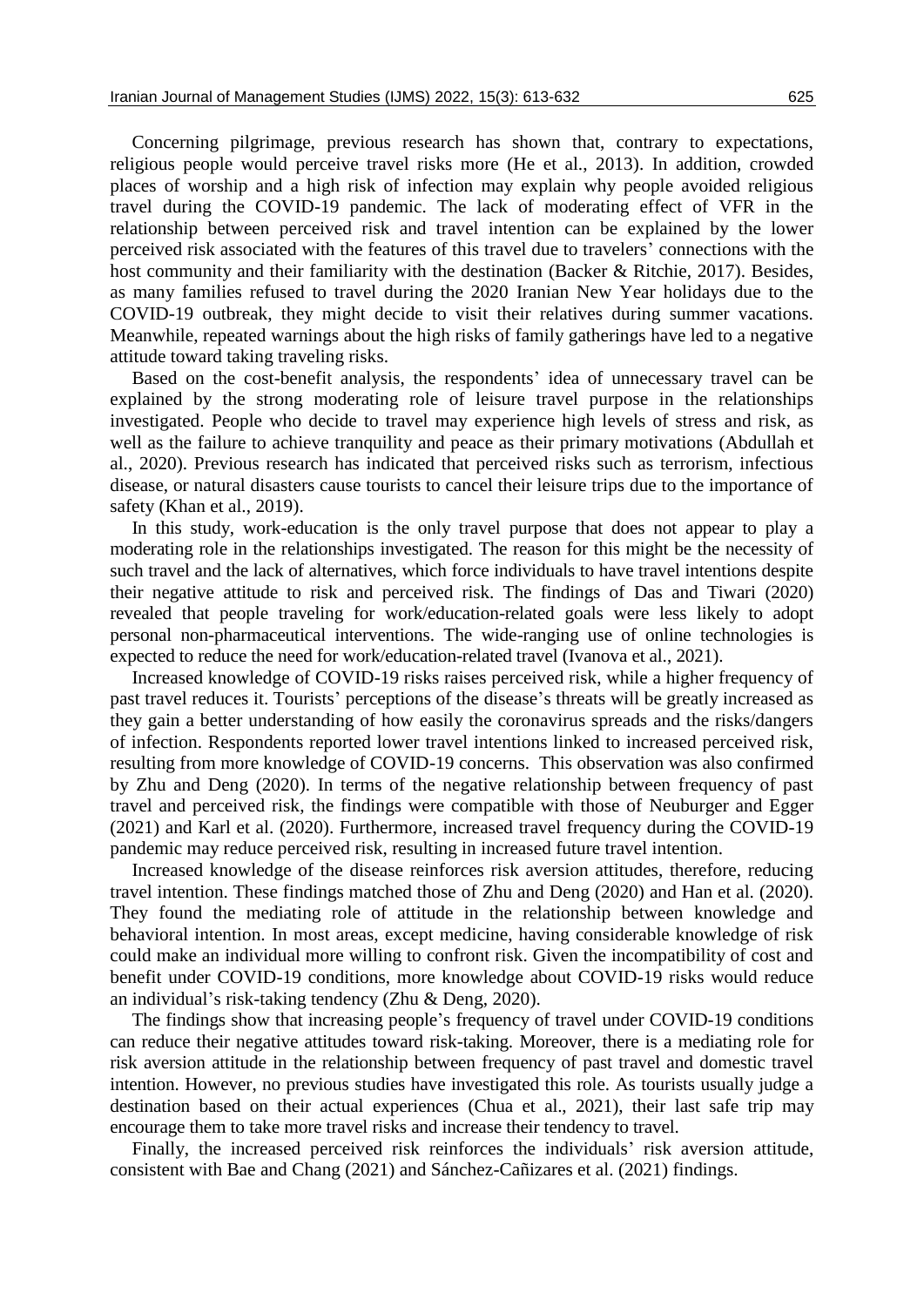Concerning pilgrimage, previous research has shown that, contrary to expectations, religious people would perceive travel risks more (He et al., 2013). In addition, crowded places of worship and a high risk of infection may explain why people avoided religious travel during the COVID-19 pandemic. The lack of moderating effect of VFR in the relationship between perceived risk and travel intention can be explained by the lower perceived risk associated with the features of this travel due to travelers' connections with the host community and their familiarity with the destination (Backer & Ritchie, 2017). Besides, as many families refused to travel during the 2020 Iranian New Year holidays due to the COVID-19 outbreak, they might decide to visit their relatives during summer vacations. Meanwhile, repeated warnings about the high risks of family gatherings have led to a negative attitude toward taking traveling risks.

Based on the cost-benefit analysis, the respondents' idea of unnecessary travel can be explained by the strong moderating role of leisure travel purpose in the relationships investigated. People who decide to travel may experience high levels of stress and risk, as well as the failure to achieve tranquility and peace as their primary motivations (Abdullah et al., 2020). Previous research has indicated that perceived risks such as terrorism, infectious disease, or natural disasters cause tourists to cancel their leisure trips due to the importance of safety (Khan et al., 2019).

In this study, work-education is the only travel purpose that does not appear to play a moderating role in the relationships investigated. The reason for this might be the necessity of such travel and the lack of alternatives, which force individuals to have travel intentions despite their negative attitude to risk and perceived risk. The findings of Das and Tiwari (2020) revealed that people traveling for work/education-related goals were less likely to adopt personal non-pharmaceutical interventions. The wide-ranging use of online technologies is expected to reduce the need for work/education-related travel (Ivanova et al., 2021).

Increased knowledge of COVID-19 risks raises perceived risk, while a higher frequency of past travel reduces it. Tourists' perceptions of the disease's threats will be greatly increased as they gain a better understanding of how easily the coronavirus spreads and the risks/dangers of infection. Respondents reported lower travel intentions linked to increased perceived risk, resulting from more knowledge of COVID-19 concerns. This observation was also confirmed by Zhu and Deng (2020). In terms of the negative relationship between frequency of past travel and perceived risk, the findings were compatible with those of Neuburger and Egger (2021) and Karl et al. (2020). Furthermore, increased travel frequency during the COVID-19 pandemic may reduce perceived risk, resulting in increased future travel intention.

Increased knowledge of the disease reinforces risk aversion attitudes, therefore, reducing travel intention. These findings matched those of Zhu and Deng (2020) and Han et al. (2020). They found the mediating role of attitude in the relationship between knowledge and behavioral intention. In most areas, except medicine, having considerable knowledge of risk could make an individual more willing to confront risk. Given the incompatibility of cost and benefit under COVID-19 conditions, more knowledge about COVID-19 risks would reduce an individual's risk-taking tendency (Zhu & Deng, 2020).

The findings show that increasing people's frequency of travel under COVID-19 conditions can reduce their negative attitudes toward risk-taking. Moreover, there is a mediating role for risk aversion attitude in the relationship between frequency of past travel and domestic travel intention. However, no previous studies have investigated this role. As tourists usually judge a destination based on their actual experiences (Chua et al., 2021), their last safe trip may encourage them to take more travel risks and increase their tendency to travel.

Finally, the increased perceived risk reinforces the individuals' risk aversion attitude, consistent with Bae and Chang (2021) and Sánchez-Cañizares et al. (2021) findings.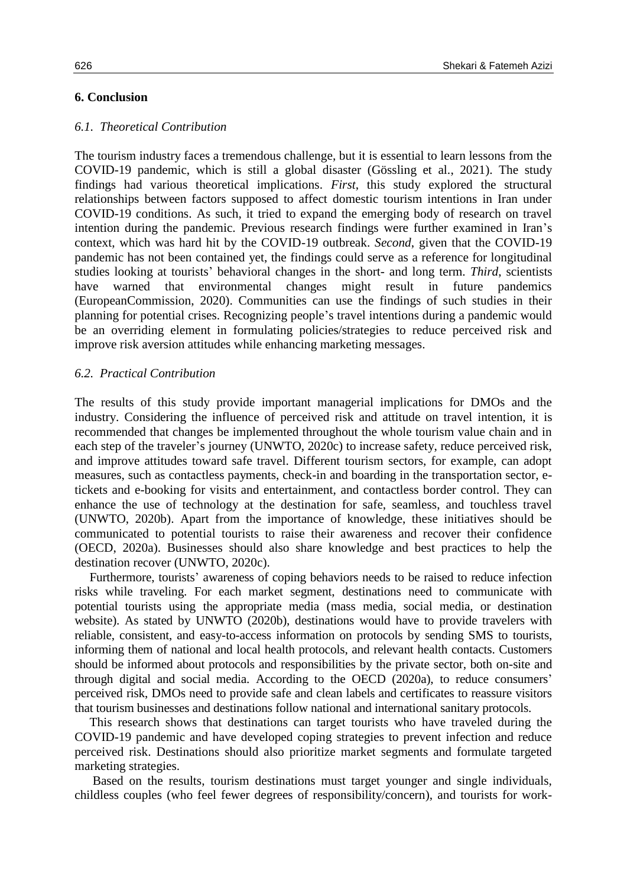## 6. Conclusion

### *6.1. Theoretical Contribution*

The tourism industry faces a tremendous challenge, but it is essential to learn lessons from the COVID-19 pandemic, which is still a global disaster (Gössling et al., 2021). The study findings had various theoretical implications. *First*, this study explored the structural relationships between factors supposed to affect domestic tourism intentions in Iran under COVID-19 conditions. As such, it tried to expand the emerging body of research on travel intention during the pandemic. Previous research findings were further examined in Iran's context, which was hard hit by the COVID-19 outbreak. *Second*, given that the COVID-19 pandemic has not been contained yet, the findings could serve as a reference for longitudinal studies looking at tourists' behavioral changes in the short- and long term. *Third*, scientists have warned that environmental changes might result in future pandemics (EuropeanCommission, 2020). Communities can use the findings of such studies in their planning for potential crises. Recognizing people's travel intentions during a pandemic would be an overriding element in formulating policies/strategies to reduce perceived risk and improve risk aversion attitudes while enhancing marketing messages.

### *6.2. Practical Contribution*

The results of this study provide important managerial implications for DMOs and the industry. Considering the influence of perceived risk and attitude on travel intention, it is recommended that changes be implemented throughout the whole tourism value chain and in each step of the traveler's journey (UNWTO, 2020c) to increase safety, reduce perceived risk, and improve attitudes toward safe travel. Different tourism sectors, for example, can adopt measures, such as contactless payments, check-in and boarding in the transportation sector, e-tickets and e-booking for visits and entertainment, and contactless border control. They can enhance the use of technology at the destination for safe, seamless, and touchless travel (UNWTO, 2020b). Apart from the importance of knowledge, these initiatives should be communicated to potential tourists to raise their awareness and recover their confidence (OECD, 2020a). Businesses should also share knowledge and best practices to help the destination recover (UNWTO, 2020c).

Furthermore, tourists' awareness of coping behaviors needs to be raised to reduce infection risks while traveling. For each market segment, destinations need to communicate with potential tourists using the appropriate media (mass media, social media, or destination website). As stated by UNWTO (2020b), destinations would have to provide travelers with reliable, consistent, and easy-to-access information on protocols by sending SMS to tourists, informing them of national and local health protocols, and relevant health contacts. Customers should be informed about protocols and responsibilities by the private sector, both on-site and through digital and social media. According to the OECD (2020a), to reduce consumers' perceived risk, DMOs need to provide safe and clean labels and certificates to reassure visitors that tourism businesses and destinations follow national and international sanitary protocols.

This research shows that destinations can target tourists who have traveled during the COVID-19 pandemic and have developed coping strategies to prevent infection and reduce perceived risk. Destinations should also prioritize market segments and formulate targeted marketing strategies.

Based on the results, tourism destinations must target younger and single individuals, childless couples (who feel fewer degrees of responsibility/concern), and tourists for work-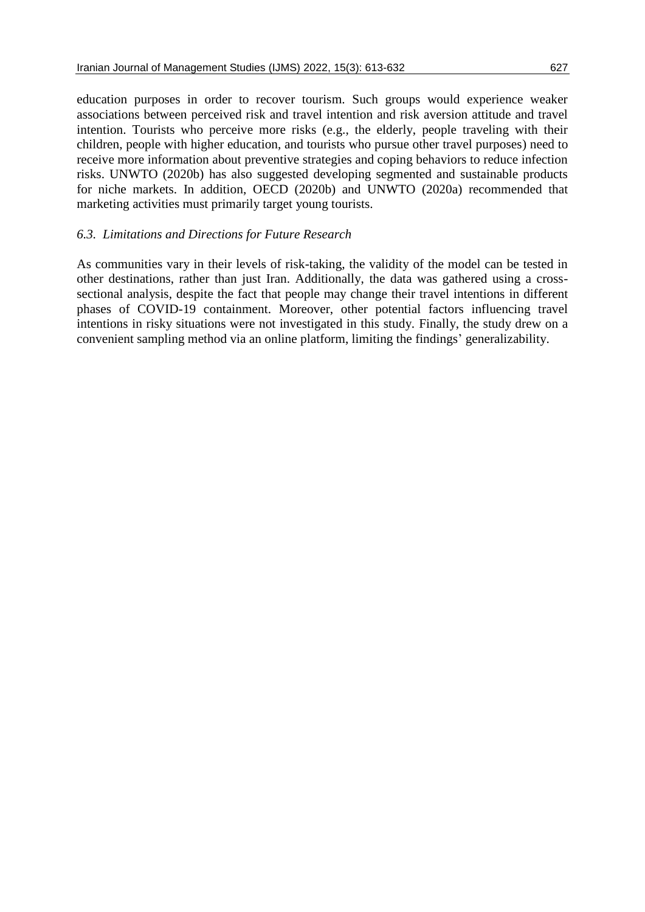education purposes in order to recover tourism. Such groups would experience weaker associations between perceived risk and travel intention and risk aversion attitude and travel intention. Tourists who perceive more risks (e.g., the elderly, people traveling with their children, people with higher education, and tourists who pursue other travel purposes) need to receive more information about preventive strategies and coping behaviors to reduce infection risks. UNWTO (2020b) has also suggested developing segmented and sustainable products for niche markets. In addition, OECD (2020b) and UNWTO (2020a) recommended that marketing activities must primarily target young tourists.

### *6.3. Limitations and Directions for Future Research*

As communities vary in their levels of risk-taking, the validity of the model can be tested in other destinations, rather than just Iran. Additionally, the data was gathered using a cross-sectional analysis, despite the fact that people may change their travel intentions in different phases of COVID-19 containment. Moreover, other potential factors influencing travel intentions in risky situations were not investigated in this study. Finally, the study drew on a convenient sampling method via an online platform, limiting the findings' generalizability.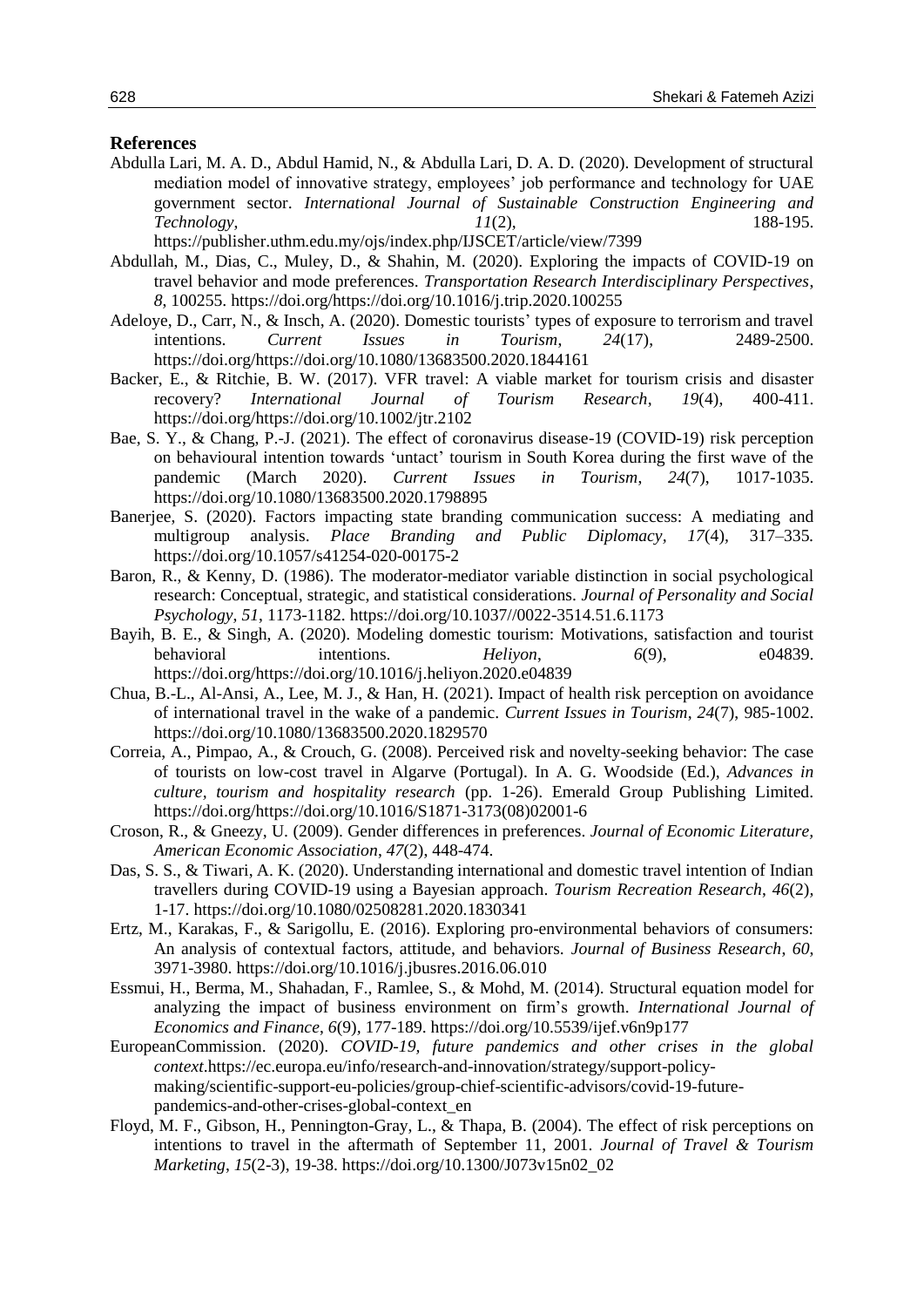## References

Abdulla Lari, M. A. D., Abdul Hamid, N., & Abdulla Lari, D. A. D. (2020). Development of structural mediation model of innovative strategy, employees' job performance and technology for UAE government sector. *International Journal of Sustainable Construction Engineering and Technology*, *11*(2), 188-195. https://publisher.uthm.edu.my/ojs/index.php/IJSCET/article/view/7399

Abdullah, M., Dias, C., Muley, D., & Shahin, M. (2020). Exploring the impacts of COVID-19 on travel behavior and mode preferences. *Transportation Research Interdisciplinary Perspectives*, *8*, 100255. https://doi.org/https://doi.org/10.1016/j.trip.2020.100255

Adeloye, D., Carr, N., & Insch, A. (2020). Domestic tourists' types of exposure to terrorism and travel intentions. *Current Issues in Tourism*, *24*(17), 2489-2500. https://doi.org/https://doi.org/10.1080/13683500.2020.1844161

Backer, E., & Ritchie, B. W. (2017). VFR travel: A viable market for tourism crisis and disaster recovery? *International Journal of Tourism Research*, *19*(4), 400-411. https://doi.org/https://doi.org/10.1002/jtr.2102

Bae, S. Y., & Chang, P.-J. (2021). The effect of coronavirus disease-19 (COVID-19) risk perception on behavioural intention towards 'untact' tourism in South Korea during the first wave of the pandemic (March 2020). *Current Issues in Tourism*, *24*(7), 1017-1035. https://doi.org/10.1080/13683500.2020.1798895

Banerjee, S. (2020). Factors impacting state branding communication success: A mediating and multigroup analysis. *Place Branding and Public Diplomacy*, *17*(4), 317–335. https://doi.org/10.1057/s41254-020-00175-2

Baron, R., & Kenny, D. (1986). The moderator-mediator variable distinction in social psychological research: Conceptual, strategic, and statistical considerations. *Journal of Personality and Social Psychology*, *51*, 1173-1182. https://doi.org/10.1037//0022-3514.51.6.1173

Bayih, B. E., & Singh, A. (2020). Modeling domestic tourism: Motivations, satisfaction and tourist behavioral intentions. *Heliyon*, *6*(9), e04839. https://doi.org/https://doi.org/10.1016/j.heliyon.2020.e04839

Chua, B.-L., Al-Ansi, A., Lee, M. J., & Han, H. (2021). Impact of health risk perception on avoidance of international travel in the wake of a pandemic. *Current Issues in Tourism*, *24*(7), 985-1002. https://doi.org/10.1080/13683500.2020.1829570

Correia, A., Pimpao, A., & Crouch, G. (2008). Perceived risk and novelty-seeking behavior: The case of tourists on low-cost travel in Algarve (Portugal). In A. G. Woodside (Ed.), *Advances in culture, tourism and hospitality research* (pp. 1-26). Emerald Group Publishing Limited. https://doi.org/https://doi.org/10.1016/S1871-3173(08)02001-6

Croson, R., & Gneezy, U. (2009). Gender differences in preferences. *Journal of Economic Literature, American Economic Association*, *47*(2), 448-474.

Das, S. S., & Tiwari, A. K. (2020). Understanding international and domestic travel intention of Indian travellers during COVID-19 using a Bayesian approach. *Tourism Recreation Research*, *46*(2), 1-17. https://doi.org/10.1080/02508281.2020.1830341

Ertz, M., Karakas, F., & Sarigollu, E. (2016). Exploring pro-environmental behaviors of consumers: An analysis of contextual factors, attitude, and behaviors. *Journal of Business Research*, *60*, 3971-3980. https://doi.org/10.1016/j.jbusres.2016.06.010

Essmui, H., Berma, M., Shahadan, F., Ramlee, S., & Mohd, M. (2014). Structural equation model for analyzing the impact of business environment on firm's growth. *International Journal of Economics and Finance*, *6*(9), 177-189. https://doi.org/10.5539/ijef.v6n9p177

EuropeanCommission. (2020). *COVID-19, future pandemics and other crises in the global context*.https://ec.europa.eu/info/research-and-innovation/strategy/support-policy-making/scientific-support-eu-policies/group-chief-scientific-advisors/covid-19-future-pandemics-and-other-crises-global-context_en

Floyd, M. F., Gibson, H., Pennington-Gray, L., & Thapa, B. (2004). The effect of risk perceptions on intentions to travel in the aftermath of September 11, 2001. *Journal of Travel & Tourism Marketing*, *15*(2-3), 19-38. https://doi.org/10.1300/J073v15n02_02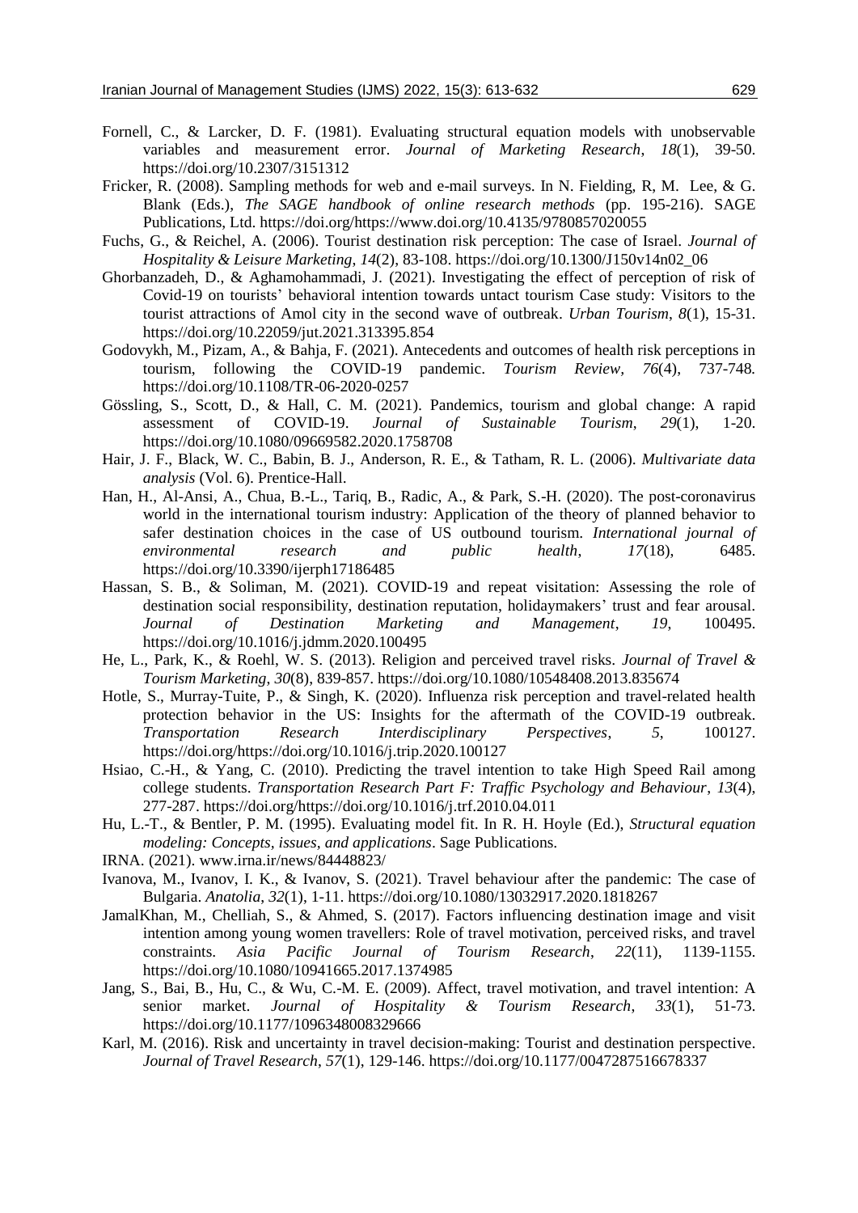Fornell, C., & Larcker, D. F. (1981). Evaluating structural equation models with unobservable variables and measurement error. *Journal of Marketing Research*, *18*(1), 39-50. https://doi.org/10.2307/3151312

Fricker, R. (2008). Sampling methods for web and e-mail surveys. In N. Fielding, R, M. Lee, & G. Blank (Eds.), *The SAGE handbook of online research methods* (pp. 195-216). SAGE Publications, Ltd. https://doi.org/https://www.doi.org/10.4135/9780857020055

Fuchs, G., & Reichel, A. (2006). Tourist destination risk perception: The case of Israel. *Journal of Hospitality & Leisure Marketing*, *14*(2), 83-108. https://doi.org/10.1300/J150v14n02_06

Ghorbanzadeh, D., & Aghamohammadi, J. (2021). Investigating the effect of perception of risk of Covid-19 on tourists' behavioral intention towards untact tourism Case study: Visitors to the tourist attractions of Amol city in the second wave of outbreak. *Urban Tourism*, *8*(1), 15-31. https://doi.org/10.22059/jut.2021.313395.854

Godovykh, M., Pizam, A., & Bahja, F. (2021). Antecedents and outcomes of health risk perceptions in tourism, following the COVID-19 pandemic. *Tourism Review*, *76*(4), 737-748. https://doi.org/10.1108/TR-06-2020-0257

Gössling, S., Scott, D., & Hall, C. M. (2021). Pandemics, tourism and global change: A rapid assessment of COVID-19. *Journal of Sustainable Tourism*, *29*(1), 1-20. https://doi.org/10.1080/09669582.2020.1758708

Hair, J. F., Black, W. C., Babin, B. J., Anderson, R. E., & Tatham, R. L. (2006). *Multivariate data analysis* (Vol. 6). Prentice-Hall.

Han, H., Al-Ansi, A., Chua, B.-L., Tariq, B., Radic, A., & Park, S.-H. (2020). The post-coronavirus world in the international tourism industry: Application of the theory of planned behavior to safer destination choices in the case of US outbound tourism. *International journal of environmental research and public health*, *17*(18), 6485. https://doi.org/10.3390/ijerph17186485

Hassan, S. B., & Soliman, M. (2021). COVID-19 and repeat visitation: Assessing the role of destination social responsibility, destination reputation, holidaymakers' trust and fear arousal. *Journal of Destination Marketing and Management*, *19*, 100495. https://doi.org/10.1016/j.jdmm.2020.100495

He, L., Park, K., & Roehl, W. S. (2013). Religion and perceived travel risks. *Journal of Travel & Tourism Marketing*, *30*(8), 839-857. https://doi.org/10.1080/10548408.2013.835674

Hotle, S., Murray-Tuite, P., & Singh, K. (2020). Influenza risk perception and travel-related health protection behavior in the US: Insights for the aftermath of the COVID-19 outbreak. *Transportation Research Interdisciplinary Perspectives*, *5*, 100127. https://doi.org/https://doi.org/10.1016/j.trip.2020.100127

Hsiao, C.-H., & Yang, C. (2010). Predicting the travel intention to take High Speed Rail among college students. *Transportation Research Part F: Traffic Psychology and Behaviour*, *13*(4), 277-287. https://doi.org/https://doi.org/10.1016/j.trf.2010.04.011

Hu, L.-T., & Bentler, P. M. (1995). Evaluating model fit. In R. H. Hoyle (Ed.), *Structural equation modeling: Concepts, issues, and applications*. Sage Publications.

IRNA. (2021). www.irna.ir/news/84448823/

Ivanova, M., Ivanov, I. K., & Ivanov, S. (2021). Travel behaviour after the pandemic: The case of Bulgaria. *Anatolia*, *32*(1), 1-11. https://doi.org/10.1080/13032917.2020.1818267

JamalKhan, M., Chelliah, S., & Ahmed, S. (2017). Factors influencing destination image and visit intention among young women travellers: Role of travel motivation, perceived risks, and travel constraints. *Asia Pacific Journal of Tourism Research*, *22*(11), 1139-1155. https://doi.org/10.1080/10941665.2017.1374985

Jang, S., Bai, B., Hu, C., & Wu, C.-M. E. (2009). Affect, travel motivation, and travel intention: A senior market. *Journal of Hospitality & Tourism Research*, *33*(1), 51-73. https://doi.org/10.1177/1096348008329666

Karl, M. (2016). Risk and uncertainty in travel decision-making: Tourist and destination perspective. *Journal of Travel Research*, *57*(1), 129-146. https://doi.org/10.1177/0047287516678337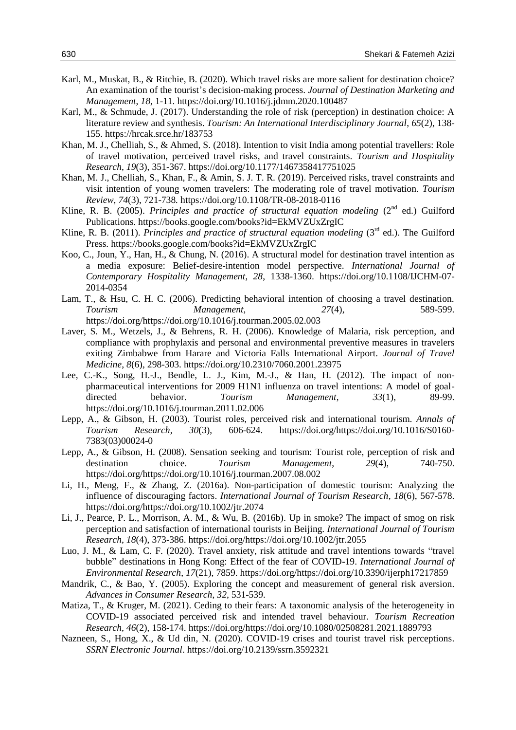Karl, M., Muskat, B., & Ritchie, B. (2020). Which travel risks are more salient for destination choice? An examination of the tourist's decision-making process. *Journal of Destination Marketing and Management*, *18*, 1-11. https://doi.org/10.1016/j.jdmm.2020.100487

Karl, M., & Schmude, J. (2017). Understanding the role of risk (perception) in destination choice: A literature review and synthesis. *Tourism: An International Interdisciplinary Journal*, *65*(2), 138-155. https://hrcak.srce.hr/183753

Khan, M. J., Chelliah, S., & Ahmed, S. (2018). Intention to visit India among potential travellers: Role of travel motivation, perceived travel risks, and travel constraints. *Tourism and Hospitality Research*, *19*(3), 351-367. https://doi.org/10.1177/1467358417751025

Khan, M. J., Chelliah, S., Khan, F., & Amin, S. J. T. R. (2019). Perceived risks, travel constraints and visit intention of young women travelers: The moderating role of travel motivation. *Tourism Review*, *74*(3), 721-738. https://doi.org/10.1108/TR-08-2018-0116

Kline, R. B. (2005). *Principles and practice of structural equation modeling* (2nd ed.) Guilford Publications. https://books.google.com/books?id=EkMVZUxZrgIC

Kline, R. B. (2011). *Principles and practice of structural equation modeling* (3rd ed.). The Guilford Press. https://books.google.com/books?id=EkMVZUxZrgIC

Koo, C., Joun, Y., Han, H., & Chung, N. (2016). A structural model for destination travel intention as a media exposure: Belief-desire-intention model perspective. *International Journal of Contemporary Hospitality Management*, *28*, 1338-1360. https://doi.org/10.1108/IJCHM-07-2014-0354

Lam, T., & Hsu, C. H. C. (2006). Predicting behavioral intention of choosing a travel destination. *Tourism Management*, *27*(4), 589-599. https://doi.org/https://doi.org/10.1016/j.tourman.2005.02.003

Laver, S. M., Wetzels, J., & Behrens, R. H. (2006). Knowledge of Malaria, risk perception, and compliance with prophylaxis and personal and environmental preventive measures in travelers exiting Zimbabwe from Harare and Victoria Falls International Airport. *Journal of Travel Medicine*, *8*(6), 298-303. https://doi.org/10.2310/7060.2001.23975

Lee, C.-K., Song, H.-J., Bendle, L. J., Kim, M.-J., & Han, H. (2012). The impact of non-pharmaceutical interventions for 2009 H1N1 influenza on travel intentions: A model of goal-directed behavior. *Tourism Management*, *33*(1), 89-99. https://doi.org/10.1016/j.tourman.2011.02.006

Lepp, A., & Gibson, H. (2003). Tourist roles, perceived risk and international tourism. *Annals of Tourism Research*, *30*(3), 606-624. https://doi.org/https://doi.org/10.1016/S0160-7383(03)00024-0

Lepp, A., & Gibson, H. (2008). Sensation seeking and tourism: Tourist role, perception of risk and destination choice. *Tourism Management*, *29*(4), 740-750. https://doi.org/https://doi.org/10.1016/j.tourman.2007.08.002

Li, H., Meng, F., & Zhang, Z. (2016a). Non-participation of domestic tourism: Analyzing the influence of discouraging factors. *International Journal of Tourism Research*, *18*(6), 567-578. https://doi.org/https://doi.org/10.1002/jtr.2074

Li, J., Pearce, P. L., Morrison, A. M., & Wu, B. (2016b). Up in smoke? The impact of smog on risk perception and satisfaction of international tourists in Beijing. *International Journal of Tourism Research*, *18*(4), 373-386. https://doi.org/https://doi.org/10.1002/jtr.2055

Luo, J. M., & Lam, C. F. (2020). Travel anxiety, risk attitude and travel intentions towards "travel bubble" destinations in Hong Kong: Effect of the fear of COVID-19. *International Journal of Environmental Research*, *17*(21), 7859. https://doi.org/https://doi.org/10.3390/ijerph17217859

Mandrik, C., & Bao, Y. (2005). Exploring the concept and measurement of general risk aversion. *Advances in Consumer Research*, *32*, 531-539.

Matiza, T., & Kruger, M. (2021). Ceding to their fears: A taxonomic analysis of the heterogeneity in COVID-19 associated perceived risk and intended travel behaviour. *Tourism Recreation Research*, *46*(2), 158-174. https://doi.org/https://doi.org/10.1080/02508281.2021.1889793

Nazneen, S., Hong, X., & Ud din, N. (2020). COVID-19 crises and tourist travel risk perceptions. *SSRN Electronic Journal*. https://doi.org/10.2139/ssrn.3592321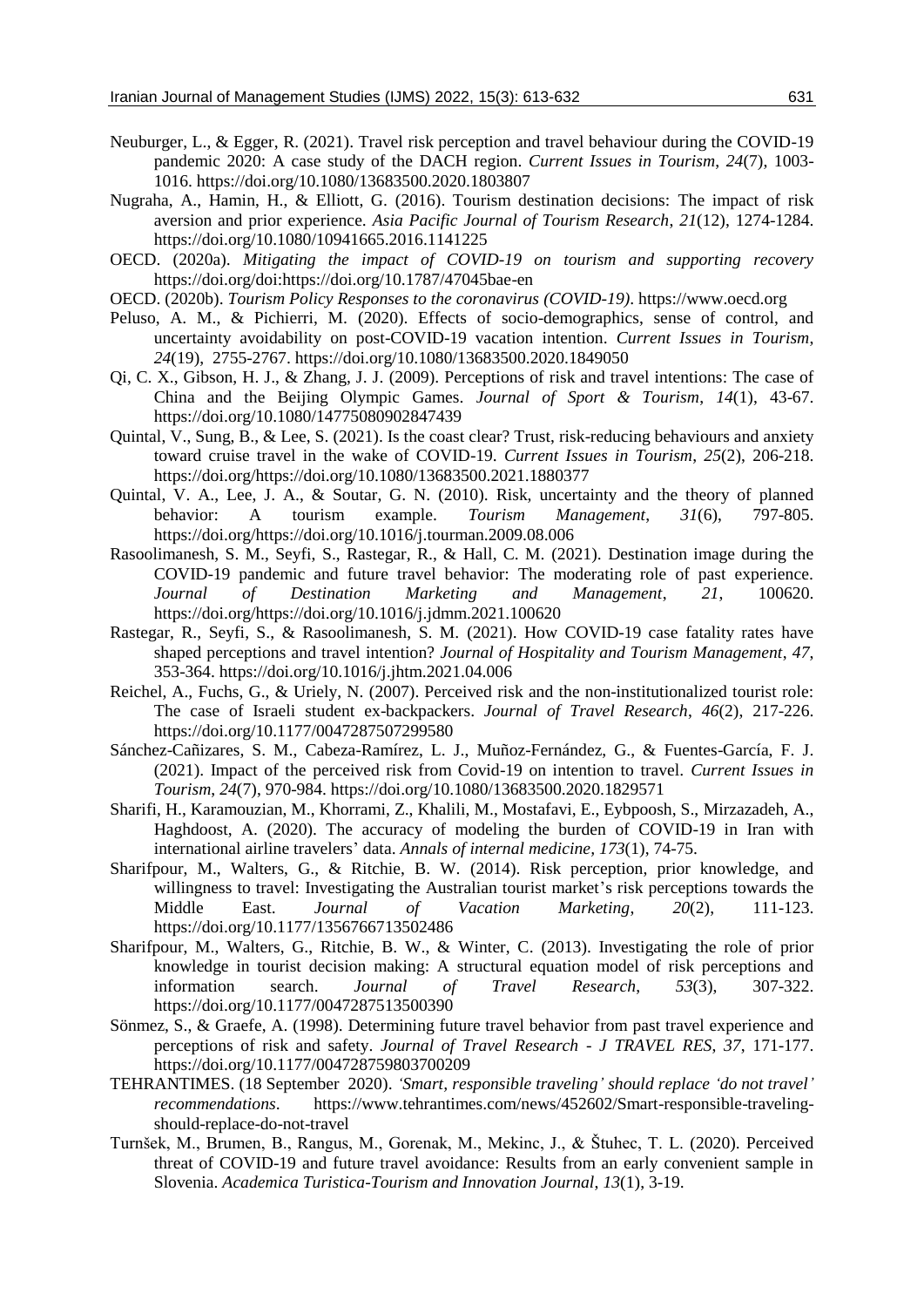Neuburger, L., & Egger, R. (2021). Travel risk perception and travel behaviour during the COVID-19 pandemic 2020: A case study of the DACH region. *Current Issues in Tourism*, *24*(7), 1003-1016. https://doi.org/10.1080/13683500.2020.1803807

Nugraha, A., Hamin, H., & Elliott, G. (2016). Tourism destination decisions: The impact of risk aversion and prior experience. *Asia Pacific Journal of Tourism Research*, *21*(12), 1274-1284. https://doi.org/10.1080/10941665.2016.1141225

OECD. (2020a). *Mitigating the impact of COVID-19 on tourism and supporting recovery* https://doi.org/doi:https://doi.org/10.1787/47045bae-en

OECD. (2020b). *Tourism Policy Responses to the coronavirus (COVID-19)*. https://www.oecd.org

Peluso, A. M., & Pichierri, M. (2020). Effects of socio-demographics, sense of control, and uncertainty avoidability on post-COVID-19 vacation intention. *Current Issues in Tourism*, *24*(19), 2755-2767. https://doi.org/10.1080/13683500.2020.1849050

Qi, C. X., Gibson, H. J., & Zhang, J. J. (2009). Perceptions of risk and travel intentions: The case of China and the Beijing Olympic Games. *Journal of Sport & Tourism*, *14*(1), 43-67. https://doi.org/10.1080/14775080902847439

Quintal, V., Sung, B., & Lee, S. (2021). Is the coast clear? Trust, risk-reducing behaviours and anxiety toward cruise travel in the wake of COVID-19. *Current Issues in Tourism*, *25*(2), 206-218. https://doi.org/https://doi.org/10.1080/13683500.2021.1880377

Quintal, V. A., Lee, J. A., & Soutar, G. N. (2010). Risk, uncertainty and the theory of planned behavior: A tourism example. *Tourism Management*, *31*(6), 797-805. https://doi.org/https://doi.org/10.1016/j.tourman.2009.08.006

Rasoolimanesh, S. M., Seyfi, S., Rastegar, R., & Hall, C. M. (2021). Destination image during the COVID-19 pandemic and future travel behavior: The moderating role of past experience. *Journal of Destination Marketing and Management*, *21*, 100620. https://doi.org/https://doi.org/10.1016/j.jdmm.2021.100620

Rastegar, R., Seyfi, S., & Rasoolimanesh, S. M. (2021). How COVID-19 case fatality rates have shaped perceptions and travel intention? *Journal of Hospitality and Tourism Management*, *47*, 353-364. https://doi.org/10.1016/j.jhtm.2021.04.006

Reichel, A., Fuchs, G., & Uriely, N. (2007). Perceived risk and the non-institutionalized tourist role: The case of Israeli student ex-backpackers. *Journal of Travel Research*, *46*(2), 217-226. https://doi.org/10.1177/0047287507299580

Sánchez-Cañizares, S. M., Cabeza-Ramírez, L. J., Muñoz-Fernández, G., & Fuentes-García, F. J. (2021). Impact of the perceived risk from Covid-19 on intention to travel. *Current Issues in Tourism*, *24*(7), 970-984. https://doi.org/10.1080/13683500.2020.1829571

Sharifi, H., Karamouzian, M., Khorrami, Z., Khalili, M., Mostafavi, E., Eybpoosh, S., Mirzazadeh, A., Haghdoost, A. (2020). The accuracy of modeling the burden of COVID-19 in Iran with international airline travelers' data. *Annals of internal medicine*, *173*(1), 74-75.

Sharifpour, M., Walters, G., & Ritchie, B. W. (2014). Risk perception, prior knowledge, and willingness to travel: Investigating the Australian tourist market's risk perceptions towards the Middle East. *Journal of Vacation Marketing*, *20*(2), 111-123. https://doi.org/10.1177/1356766713502486

Sharifpour, M., Walters, G., Ritchie, B. W., & Winter, C. (2013). Investigating the role of prior knowledge in tourist decision making: A structural equation model of risk perceptions and information search. *Journal of Travel Research*, *53*(3), 307-322. https://doi.org/10.1177/0047287513500390

Sönmez, S., & Graefe, A. (1998). Determining future travel behavior from past travel experience and perceptions of risk and safety. *Journal of Travel Research - J TRAVEL RES*, *37*, 171-177. https://doi.org/10.1177/004728759803700209

TEHRANTIMES. (18 September 2020). *'Smart, responsible traveling' should replace 'do not travel' recommendations*. https://www.tehrantimes.com/news/452602/Smart-responsible-traveling-should-replace-do-not-travel

Turnšek, M., Brumen, B., Rangus, M., Gorenak, M., Mekinc, J., & Štuhec, T. L. (2020). Perceived threat of COVID-19 and future travel avoidance: Results from an early convenient sample in Slovenia. *Academica Turistica-Tourism and Innovation Journal*, *13*(1), 3-19.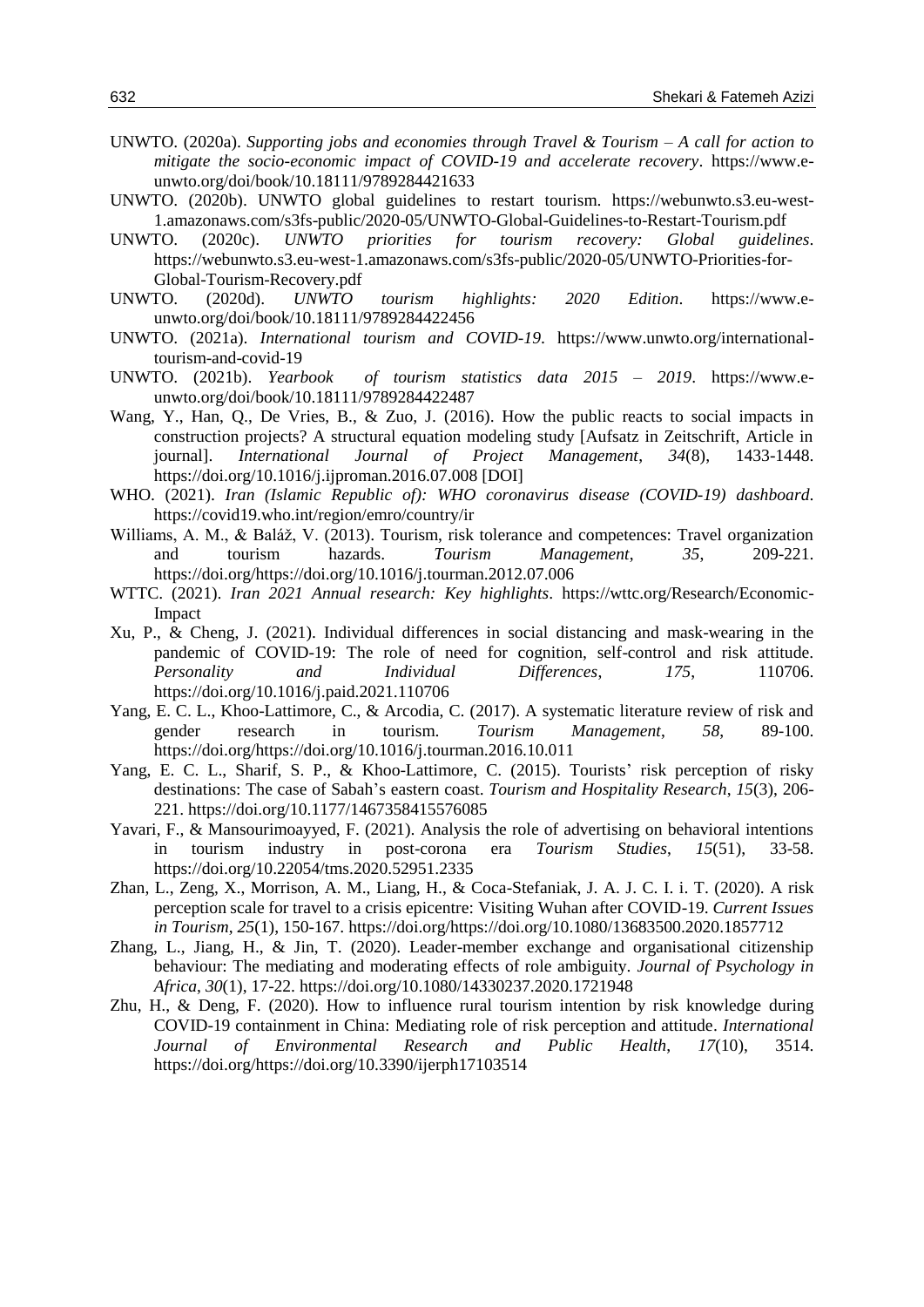UNWTO. (2020a). *Supporting jobs and economies through Travel & Tourism – A call for action to mitigate the socio-economic impact of COVID-19 and accelerate recovery*. https://www.e-unwto.org/doi/book/10.18111/9789284421633

UNWTO. (2020b). UNWTO global guidelines to restart tourism. https://webunwto.s3.eu-west-1.amazonaws.com/s3fs-public/2020-05/UNWTO-Global-Guidelines-to-Restart-Tourism.pdf

UNWTO. (2020c). *UNWTO priorities for tourism recovery: Global guidelines*. https://webunwto.s3.eu-west-1.amazonaws.com/s3fs-public/2020-05/UNWTO-Priorities-for-Global-Tourism-Recovery.pdf

UNWTO. (2020d). *UNWTO tourism highlights: 2020 Edition*. https://www.e-unwto.org/doi/book/10.18111/9789284422456

UNWTO. (2021a). *International tourism and COVID-19*. https://www.unwto.org/international-tourism-and-covid-19

UNWTO. (2021b). *Yearbook of tourism statistics data 2015 – 2019*. https://www.e-unwto.org/doi/book/10.18111/9789284422487

Wang, Y., Han, Q., De Vries, B., & Zuo, J. (2016). How the public reacts to social impacts in construction projects? A structural equation modeling study [Aufsatz in Zeitschrift, Article in journal]. *International Journal of Project Management*, *34*(8), 1433-1448. https://doi.org/10.1016/j.ijproman.2016.07.008 [DOI]

WHO. (2021). *Iran (Islamic Republic of): WHO coronavirus disease (COVID-19) dashboard*. https://covid19.who.int/region/emro/country/ir

Williams, A. M., & Baláž, V. (2013). Tourism, risk tolerance and competences: Travel organization and tourism hazards. *Tourism Management*, *35*, 209-221. https://doi.org/https://doi.org/10.1016/j.tourman.2012.07.006

WTTC. (2021). *Iran 2021 Annual research: Key highlights*. https://wttc.org/Research/Economic-Impact

Xu, P., & Cheng, J. (2021). Individual differences in social distancing and mask-wearing in the pandemic of COVID-19: The role of need for cognition, self-control and risk attitude. *Personality and Individual Differences*, *175*, 110706. https://doi.org/10.1016/j.paid.2021.110706

Yang, E. C. L., Khoo-Lattimore, C., & Arcodia, C. (2017). A systematic literature review of risk and gender research in tourism. *Tourism Management*, *58*, 89-100. https://doi.org/https://doi.org/10.1016/j.tourman.2016.10.011

Yang, E. C. L., Sharif, S. P., & Khoo-Lattimore, C. (2015). Tourists' risk perception of risky destinations: The case of Sabah's eastern coast. *Tourism and Hospitality Research*, *15*(3), 206-221. https://doi.org/10.1177/1467358415576085

Yavari, F., & Mansourimoayyed, F. (2021). Analysis the role of advertising on behavioral intentions in tourism industry in post-corona era *Tourism Studies*, *15*(51), 33-58. https://doi.org/10.22054/tms.2020.52951.2335

Zhan, L., Zeng, X., Morrison, A. M., Liang, H., & Coca-Stefaniak, J. A. J. C. I. i. T. (2020). A risk perception scale for travel to a crisis epicentre: Visiting Wuhan after COVID-19. *Current Issues in Tourism*, *25*(1), 150-167. https://doi.org/https://doi.org/10.1080/13683500.2020.1857712

Zhang, L., Jiang, H., & Jin, T. (2020). Leader-member exchange and organisational citizenship behaviour: The mediating and moderating effects of role ambiguity. *Journal of Psychology in Africa*, *30*(1), 17-22. https://doi.org/10.1080/14330237.2020.1721948

Zhu, H., & Deng, F. (2020). How to influence rural tourism intention by risk knowledge during COVID-19 containment in China: Mediating role of risk perception and attitude. *International Journal of Environmental Research and Public Health*, *17*(10), 3514. https://doi.org/https://doi.org/10.3390/ijerph17103514